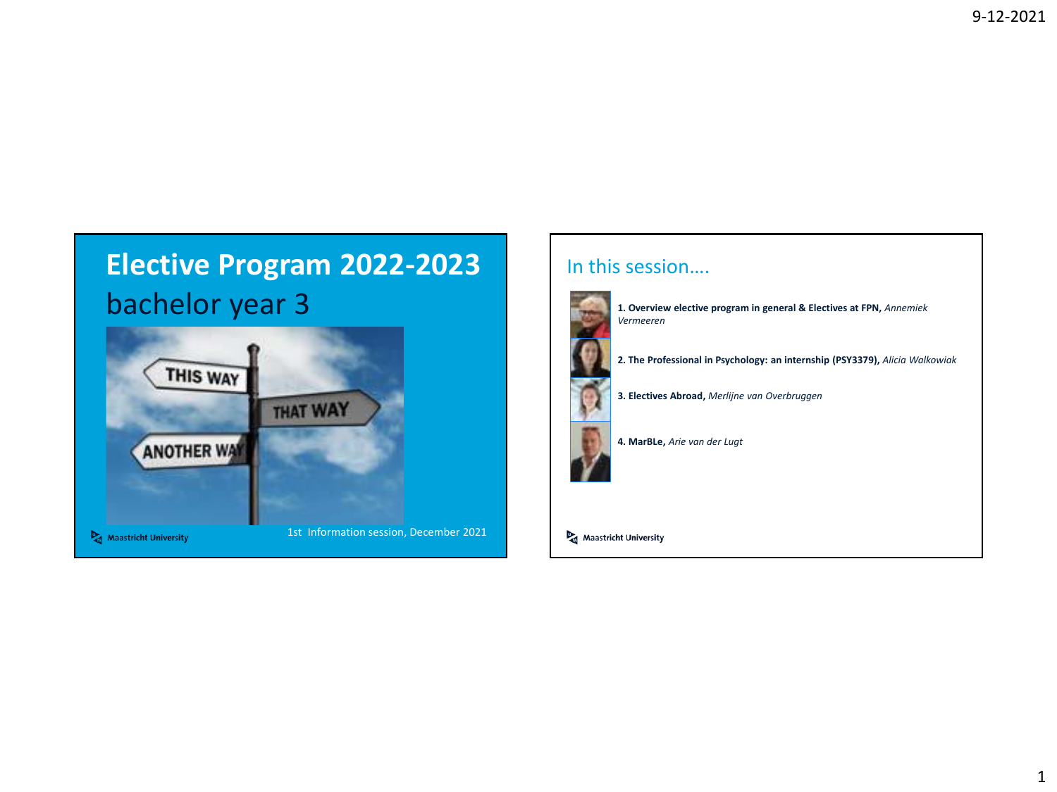# Elective Program 2022-2023

bachelor year 3

1st Information session, December 2021

Maastricht University

## In this session….

1. **Overview elective program in general & Electives at FPN,** *Annemiek Vermeeren*
2. **The Professional in Psychology: an internship (PSY3379),** *Alicia Walkowiak*
3. **Electives Abroad,** *Merlijne van Overbruggen*
4. **MarBLe,** *Arie van der Lugt*

Maastricht University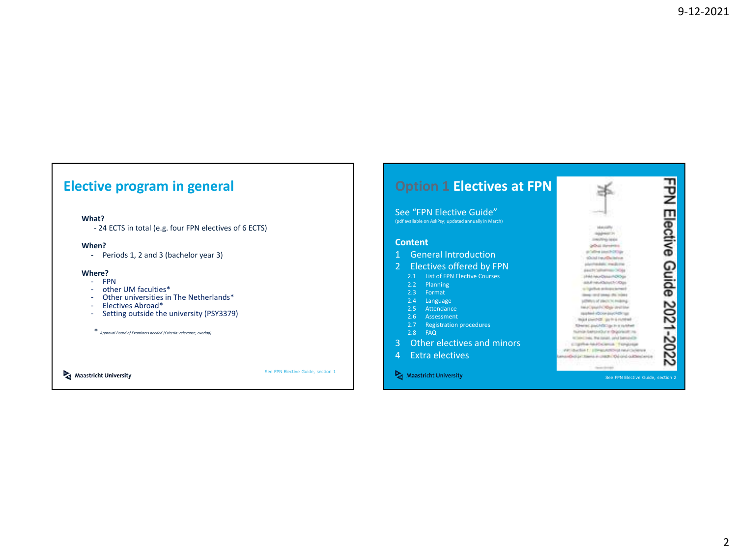## Elective program in general

**What?**

- 24 ECTS in total (e.g. four FPN electives of 6 ECTS)

**When?**

- Periods 1, 2 and 3 (bachelor year 3)

**Where?**

- FPN
- other UM faculties*
- Other universities in The Netherlands*
- Electives Abroad*
- Setting outside the university (PSY3379)

\* *Approval Board of Examiners needed (Criteria: relevance, overlap)*

Maastricht University

See FPN Elective Guide, section 1

## Option 1 Electives at FPN

See "FPN Elective Guide"
(pdf available on AskPsy; updated annually in March)

**Content**

1 General Introduction

2 Electives offered by FPN

- 2.1 List of FPN Elective Courses
- 2.2 Planning
- 2.3 Format
- 2.4 Language
- 2.5 Attendance
- 2.6 Assessment
- 2.7 Registration procedures
- 2.8 FAQ

3 Other electives and minors

4 Extra electives

FPN Elective Guide 2021-2022

Maastricht University

See FPN Elective Guide, section 2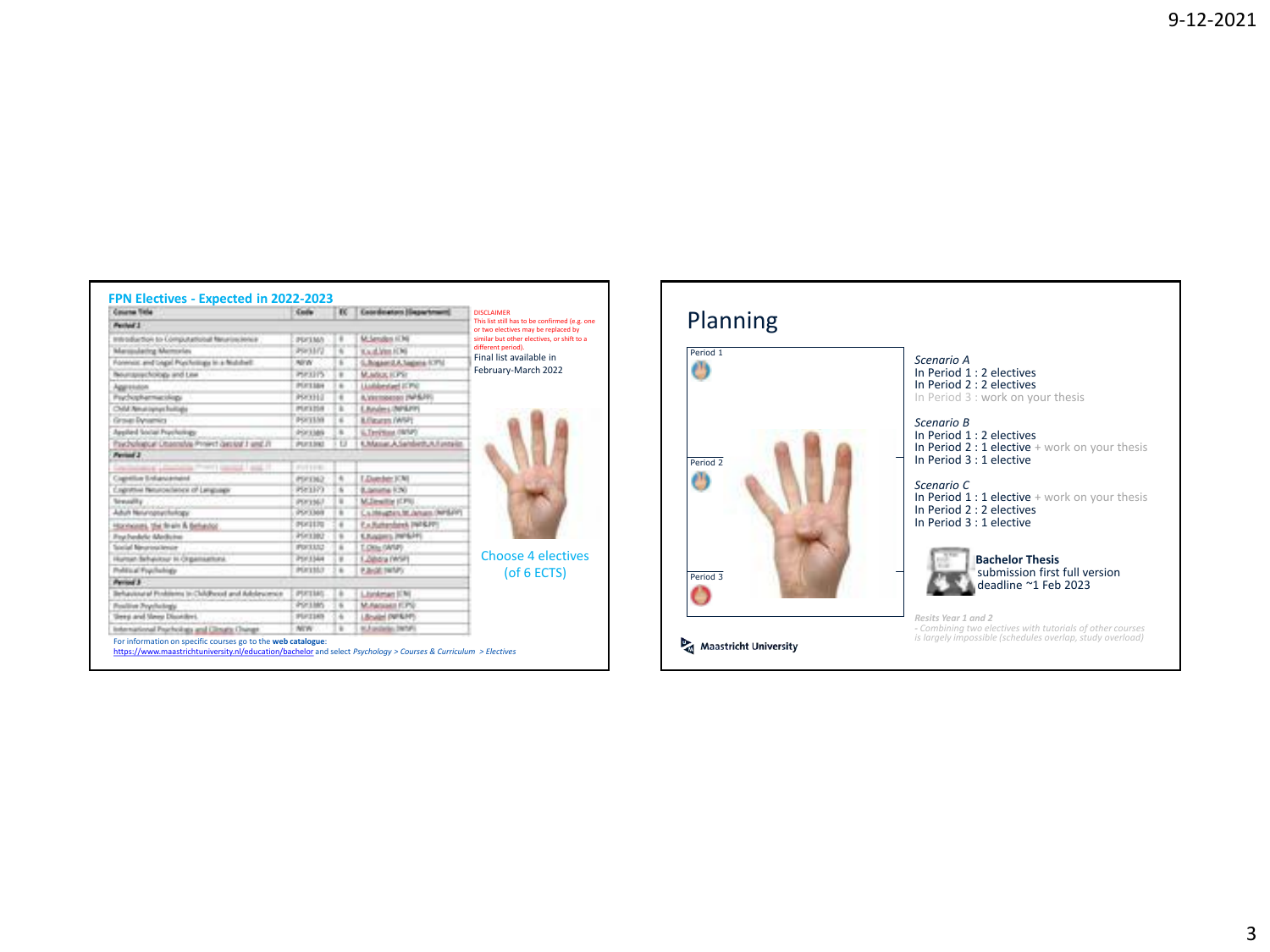## FPN Electives - Expected in 2022-2023

| Course Title | Code | EC | Coordinators (Department) |
|---|---|---|---|
| **Period 1** | | | |
| Introduction to Computational Neuroscience | PSY3365 | 6 | M.Senden (CN) |
| Manipulating Memories | PSY3372 | 6 | V.v.d.Ven (CN) |
| Forensic and Legal Psychology in a Nutshell | NEW | 6 | S.Bogaard/A.Sagana (CPS) |
| Neuropsychology and Law | PSY3275 | 6 | M.Jelicic (CPS) |
| Aggression | PSY3384 | 6 | L.Lobbestael (CPS) |
| Psychopharmacology | PSY3312 | 6 | A.Vermeeren (NP&PP) |
| Child Neuropsychology | PSY3358 | 6 | E.Keulers (NP&PP) |
| Group Dynamics | PSY3339 | 6 | B.Fleuren (WSP) |
| Applied Social Psychology | PSY3389 | 6 | G.Tenhave (WSP) |
| Psychological Upgrade Project (period 1 and 2) | PSY3390 | 12 | K.Masuar,A.Sambeth,A.Fontein |
| **Period 2** | | | |
| | PSY3390 | | |
| Cognitive Enhancement | PSY3362 | 6 | T.Duecker (CN) |
| Cognitive Neuroscience of Language | PSY3373 | 6 | B.Jansma (CN) |
| Sexuality | PSY3367 | 6 | M.Dewitte (CPS) |
| Adult Neuropsychology | PSY3369 | 6 | C.v.Heugten,M.Jansen (NP&PP) |
| Hormones, the Brain & Behavior | PSY3370 | 6 | F.v.Ruitenbeek (NP&PP) |
| Psychedelic Medicine | PSY3382 | 6 | K.Kuypers (NP&PP) |
| Social Neuroscience | PSY3352 | 6 | T.Otto (WSP) |
| Human Behaviour in Organisations | PSY3344 | 6 | F.Zijlstra (WSP) |
| Political Psychology | PSY3357 | 6 | F.Brüll (WSP) |
| **Period 3** | | | |
| Behavioural Problems in Childhood and Adolescence | PSY3345 | 6 | L.Jonkman (CN) |
| Positive Psychology | PSY3385 | 6 | M.Peeters (CPS) |
| Sleep and Sleep Disorders | PSY3349 | 6 | I.Bruijel (NP&PP) |
| International Psychology and Climate Change | NEW | 6 | H.Fontein (WSP) |

DISCLAIMER
This list still has to be confirmed (e.g. one or two electives may be replaced by similar but other electives, or shift to a different period).

Final list available in February-March 2022

Choose 4 electives (of 6 ECTS)

For information on specific courses go to the **web catalogue**:
https://www.maastrichtuniversity.nl/education/bachelor and select *Psychology > Courses & Curriculum > Electives*

## Planning

Period 1

Period 2

Period 3

*Scenario A*
In Period 1 : 2 electives
In Period 2 : 2 electives
In Period 3 : work on your thesis

*Scenario B*
In Period 1 : 2 electives
In Period 2 : 1 elective + work on your thesis
In Period 3 : 1 elective

*Scenario C*
In Period 1 : 1 elective + work on your thesis
In Period 2 : 2 electives
In Period 3 : 1 elective

**Bachelor Thesis**
submission first full version
deadline ~1 Feb 2023

*Resits Year 1 and 2*
*- Combining two electives with tutorials of other courses is largely impossible (schedules overlap, study overload)*

Maastricht University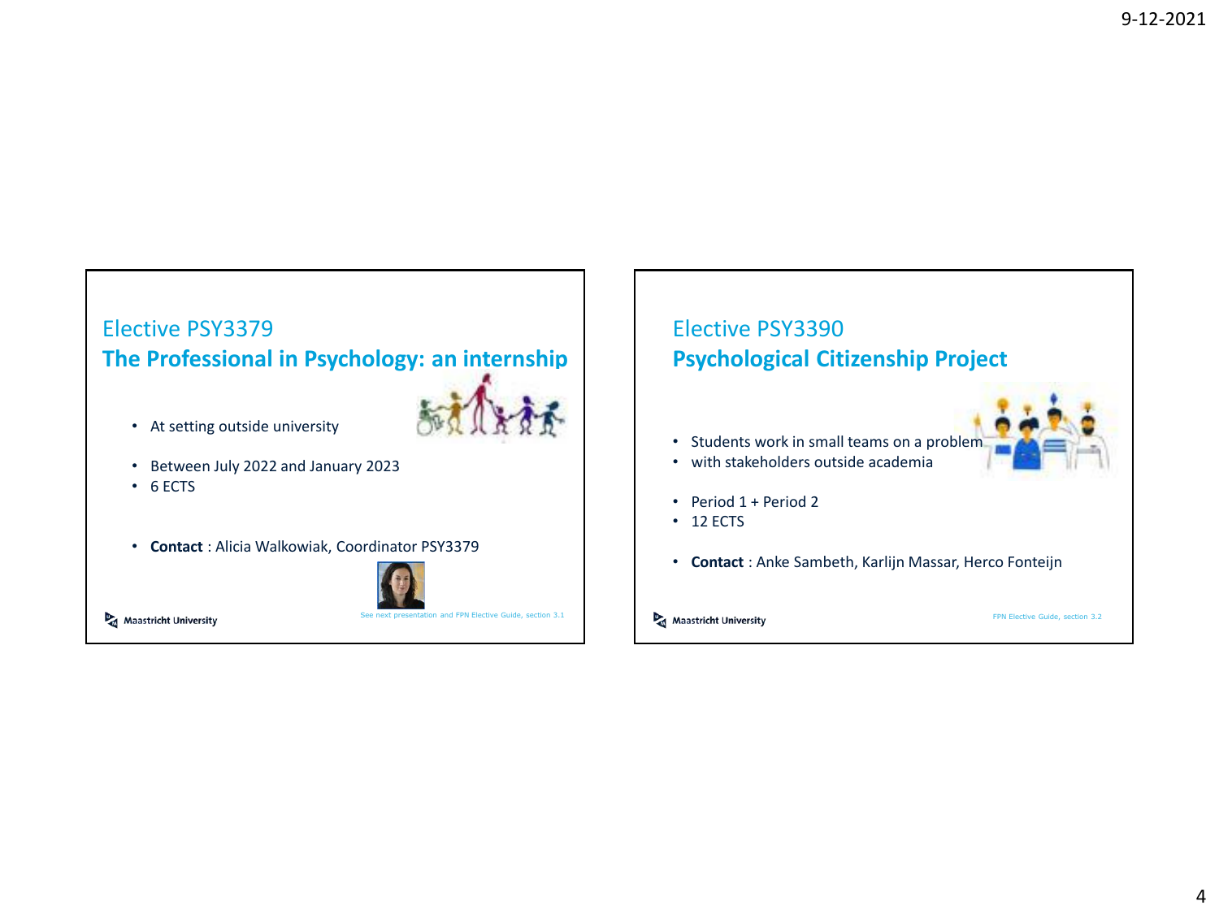## Elective PSY3379
### The Professional in Psychology: an internship

- At setting outside university
- Between July 2022 and January 2023
- 6 ECTS
- **Contact** : Alicia Walkowiak, Coordinator PSY3379

Maastricht University

See next presentation and FPN Elective Guide, section 3.1

## Elective PSY3390
### Psychological Citizenship Project

- Students work in small teams on a problem
- with stakeholders outside academia
- Period 1 + Period 2
- 12 ECTS
- **Contact** : Anke Sambeth, Karlijn Massar, Herco Fonteijn

Maastricht University

FPN Elective Guide, section 3.2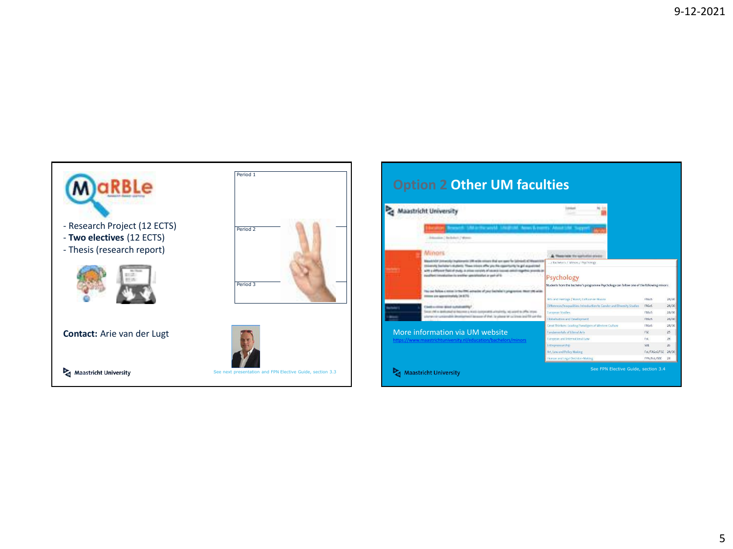## MaRBLe

- Research Project (12 ECTS)
- **Two electives** (12 ECTS)
- Thesis (research report)

Period 1

Period 2

Period 3

**Contact:** Arie van der Lugt

See next presentation and FPN Elective Guide, section 3.3

## Option 2 Other UM faculties

More information via UM website

https://www.maastrichtuniversity.nl/education/bachelors/minors

### Psychology

Students from the bachelor's programme Psychology can follow one of the following minors:

| | | |
|---|---|---|
| Arts and Heritage / Kunst, Cultuur en Musea | FASoS | 24/30 |
| Differences/Inequalities: Introduction to Gender and Diversity Studies | FASoS | 24/30 |
| European Studies | FASoS | 24/30 |
| Globalisation and Development | FASoS | 24/30 |
| Great Thinkers: Leading Paradigms of Western Culture | FASoS | 24/30 |
| Fundamentals of Liberal Arts | FSE | 25 |
| European and International Law | FoL | 28 |
| Entrepreneurship | SBE | 26 |
| Art, Law and Policy Making | FoL/FASoS/FSE | 24/30 |
| Human and Legal Decision-Making | FPN/FoL/SBE | 24 |

See FPN Elective Guide, section 3.4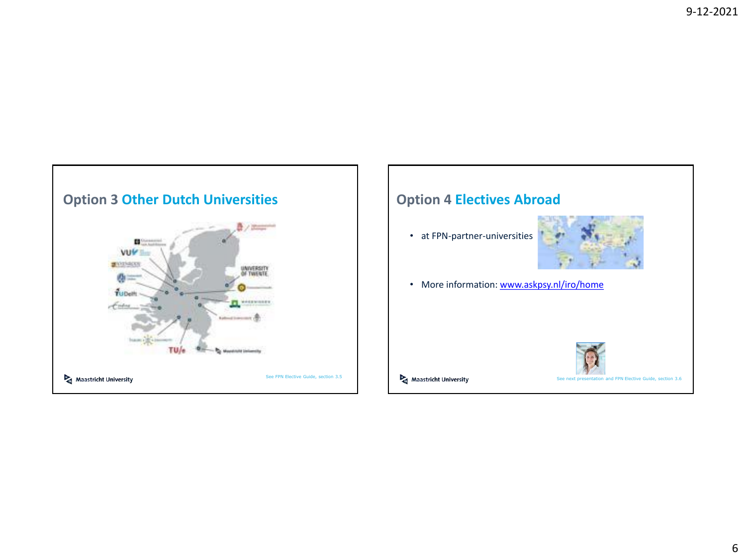## Option 3 Other Dutch Universities

See FPN Elective Guide, section 3.5

## Option 4 Electives Abroad

- at FPN-partner-universities
- More information: [www.askpsy.nl/iro/home](www.askpsy.nl/iro/home)

See next presentation and FPN Elective Guide, section 3.6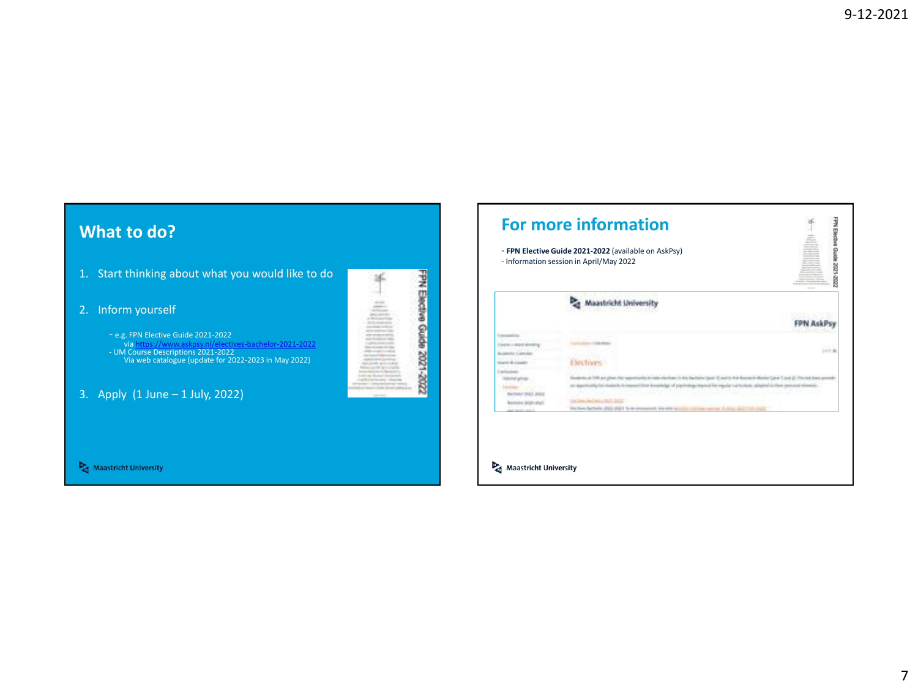## What to do?

1. Start thinking about what you would like to do

2. Inform yourself

   - e.g. FPN Elective Guide 2021-2022
     via https://www.askpsy.nl/electives-bachelor-2021-2022
   - UM Course Descriptions 2021-2022
     Via web catalogue (update for 2022-2023 in May 2022)

3. Apply (1 June – 1 July, 2022)

## For more information

- **FPN Elective Guide 2021-2022** (available on AskPsy)
- Information session in April/May 2022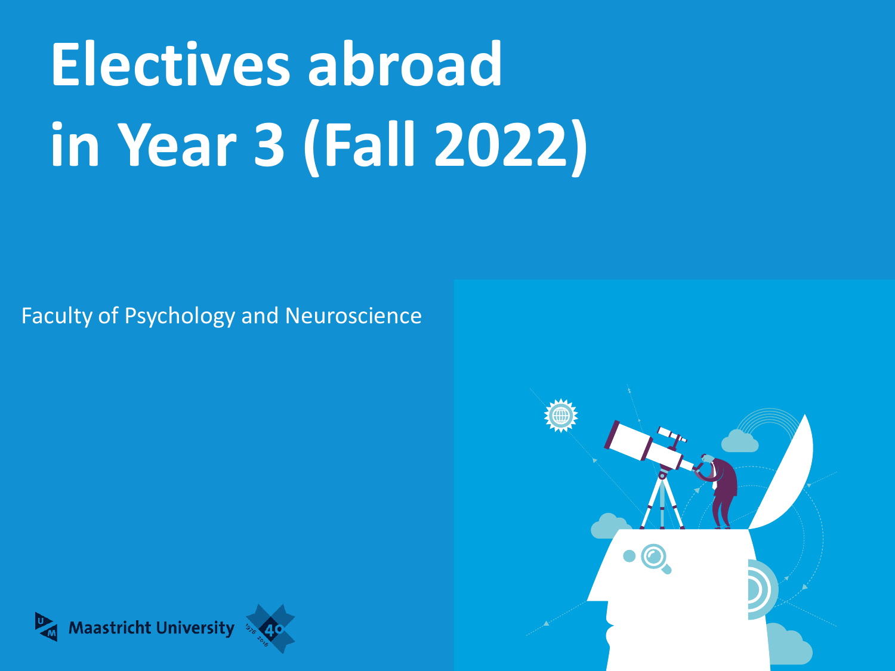# Electives abroad in Year 3 (Fall 2022)

Faculty of Psychology and Neuroscience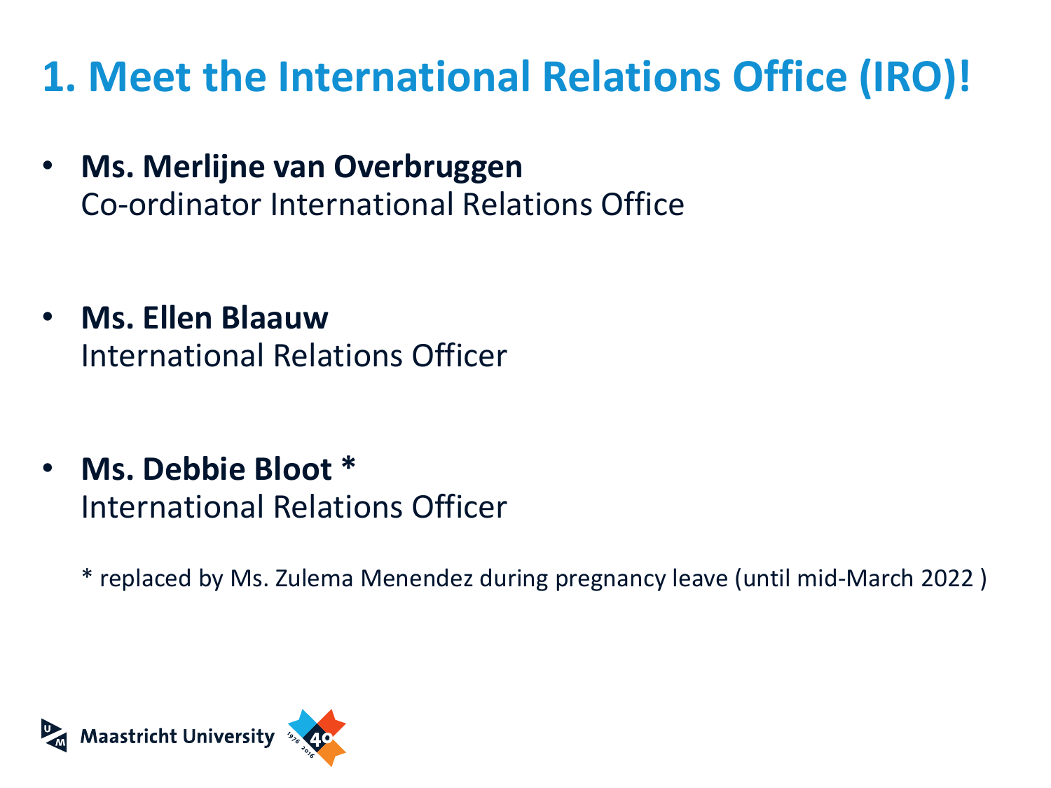# 1. Meet the International Relations Office (IRO)!

- **Ms. Merlijne van Overbruggen**
  Co-ordinator International Relations Office

- **Ms. Ellen Blaauw**
  International Relations Officer

- **Ms. Debbie Bloot ***
  International Relations Officer

  * replaced by Ms. Zulema Menendez during pregnancy leave (until mid-March 2022 )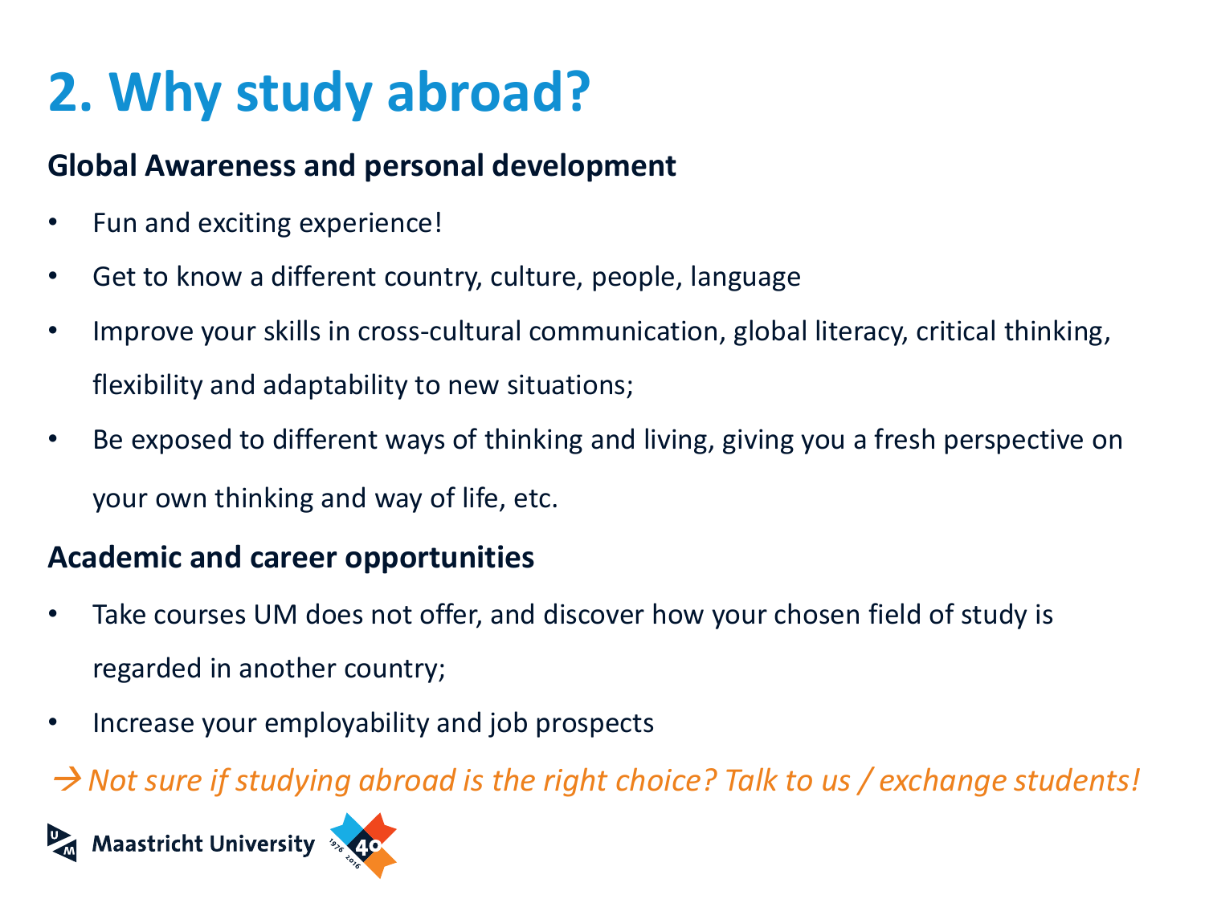# 2. Why study abroad?

**Global Awareness and personal development**

- Fun and exciting experience!
- Get to know a different country, culture, people, language
- Improve your skills in cross-cultural communication, global literacy, critical thinking, flexibility and adaptability to new situations;
- Be exposed to different ways of thinking and living, giving you a fresh perspective on your own thinking and way of life, etc.

**Academic and career opportunities**

- Take courses UM does not offer, and discover how your chosen field of study is regarded in another country;
- Increase your employability and job prospects

→ *Not sure if studying abroad is the right choice? Talk to us / exchange students!*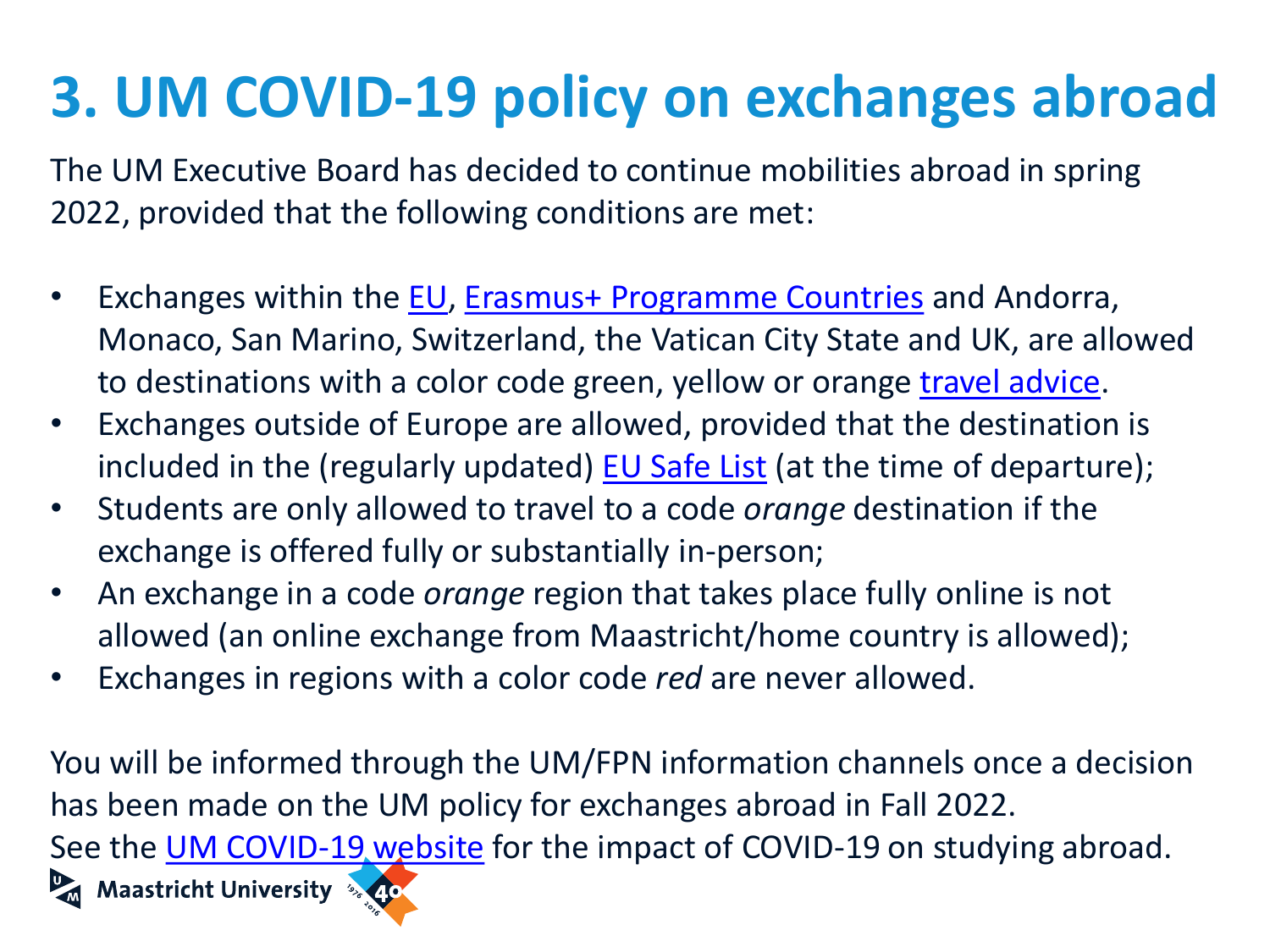# 3. UM COVID-19 policy on exchanges abroad

The UM Executive Board has decided to continue mobilities abroad in spring 2022, provided that the following conditions are met:

- Exchanges within the EU, Erasmus+ Programme Countries and Andorra, Monaco, San Marino, Switzerland, the Vatican City State and UK, are allowed to destinations with a color code green, yellow or orange travel advice.
- Exchanges outside of Europe are allowed, provided that the destination is included in the (regularly updated) EU Safe List (at the time of departure);
- Students are only allowed to travel to a code *orange* destination if the exchange is offered fully or substantially in-person;
- An exchange in a code *orange* region that takes place fully online is not allowed (an online exchange from Maastricht/home country is allowed);
- Exchanges in regions with a color code *red* are never allowed.

You will be informed through the UM/FPN information channels once a decision has been made on the UM policy for exchanges abroad in Fall 2022.
See the UM COVID-19 website for the impact of COVID-19 on studying abroad.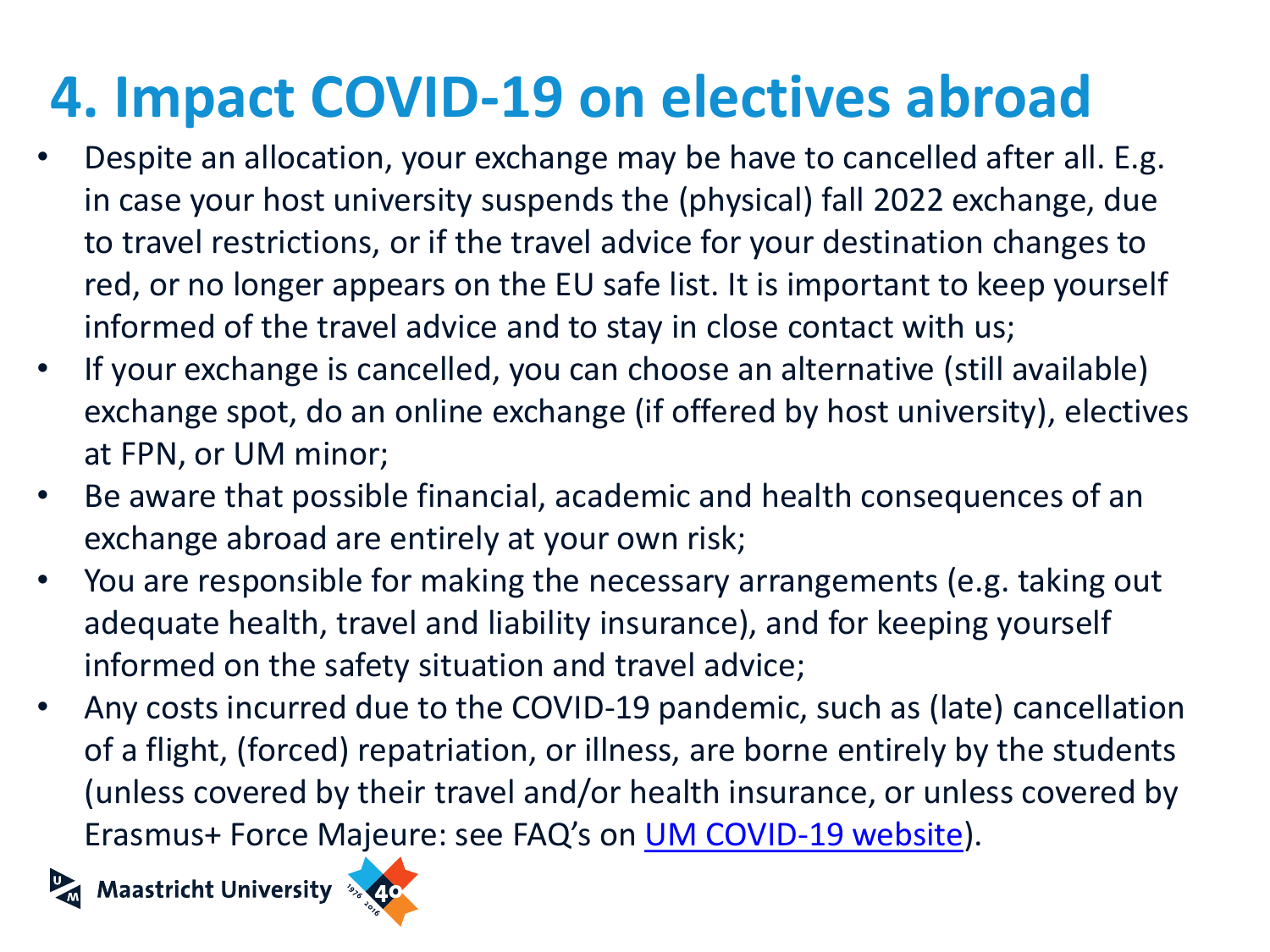# 4. Impact COVID-19 on electives abroad

- Despite an allocation, your exchange may be have to cancelled after all. E.g. in case your host university suspends the (physical) fall 2022 exchange, due to travel restrictions, or if the travel advice for your destination changes to red, or no longer appears on the EU safe list. It is important to keep yourself informed of the travel advice and to stay in close contact with us;
- If your exchange is cancelled, you can choose an alternative (still available) exchange spot, do an online exchange (if offered by host university), electives at FPN, or UM minor;
- Be aware that possible financial, academic and health consequences of an exchange abroad are entirely at your own risk;
- You are responsible for making the necessary arrangements (e.g. taking out adequate health, travel and liability insurance), and for keeping yourself informed on the safety situation and travel advice;
- Any costs incurred due to the COVID-19 pandemic, such as (late) cancellation of a flight, (forced) repatriation, or illness, are borne entirely by the students (unless covered by their travel and/or health insurance, or unless covered by Erasmus+ Force Majeure: see FAQ's on UM COVID-19 website).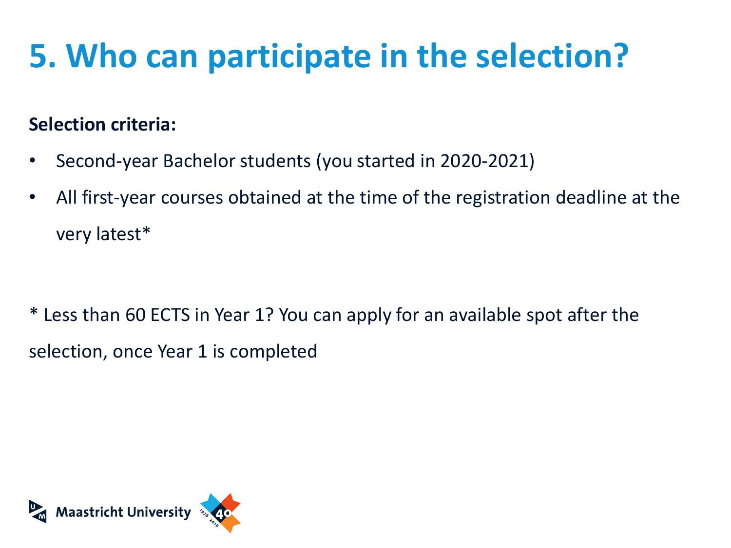# 5. Who can participate in the selection?

**Selection criteria:**

- Second-year Bachelor students (you started in 2020-2021)
- All first-year courses obtained at the time of the registration deadline at the very latest*

* Less than 60 ECTS in Year 1? You can apply for an available spot after the selection, once Year 1 is completed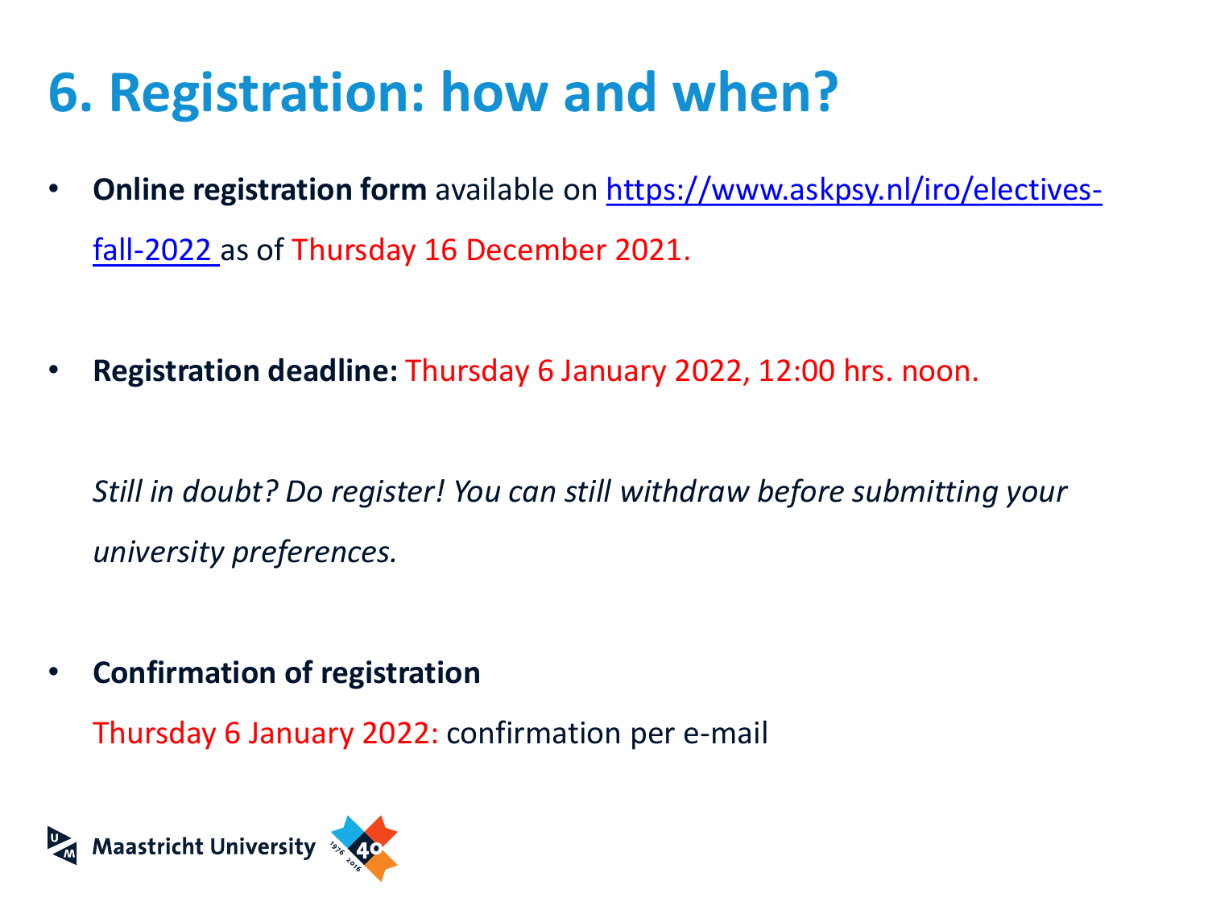# 6. Registration: how and when?

- **Online registration form** available on [https://www.askpsy.nl/iro/electives-fall-2022](https://www.askpsy.nl/iro/electives-fall-2022) as of Thursday 16 December 2021.

- **Registration deadline:** Thursday 6 January 2022, 12:00 hrs. noon.

  *Still in doubt? Do register! You can still withdraw before submitting your university preferences.*

- **Confirmation of registration**

  Thursday 6 January 2022: confirmation per e-mail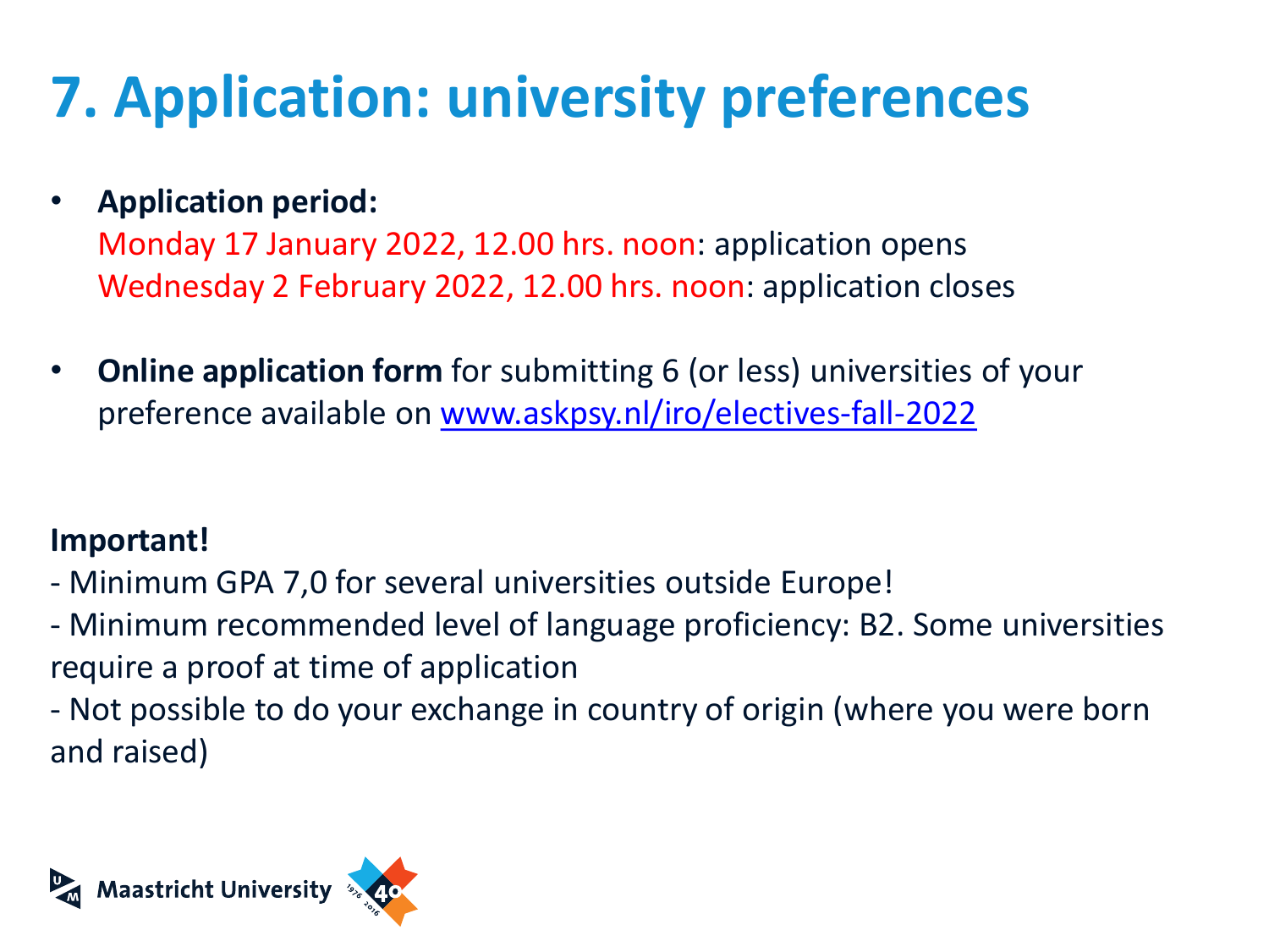# 7. Application: university preferences

- **Application period:**
  Monday 17 January 2022, 12.00 hrs. noon: application opens
  Wednesday 2 February 2022, 12.00 hrs. noon: application closes

- **Online application form** for submitting 6 (or less) universities of your preference available on [www.askpsy.nl/iro/electives-fall-2022](http://www.askpsy.nl/iro/electives-fall-2022)

**Important!**

- Minimum GPA 7,0 for several universities outside Europe!
- Minimum recommended level of language proficiency: B2. Some universities require a proof at time of application
- Not possible to do your exchange in country of origin (where you were born and raised)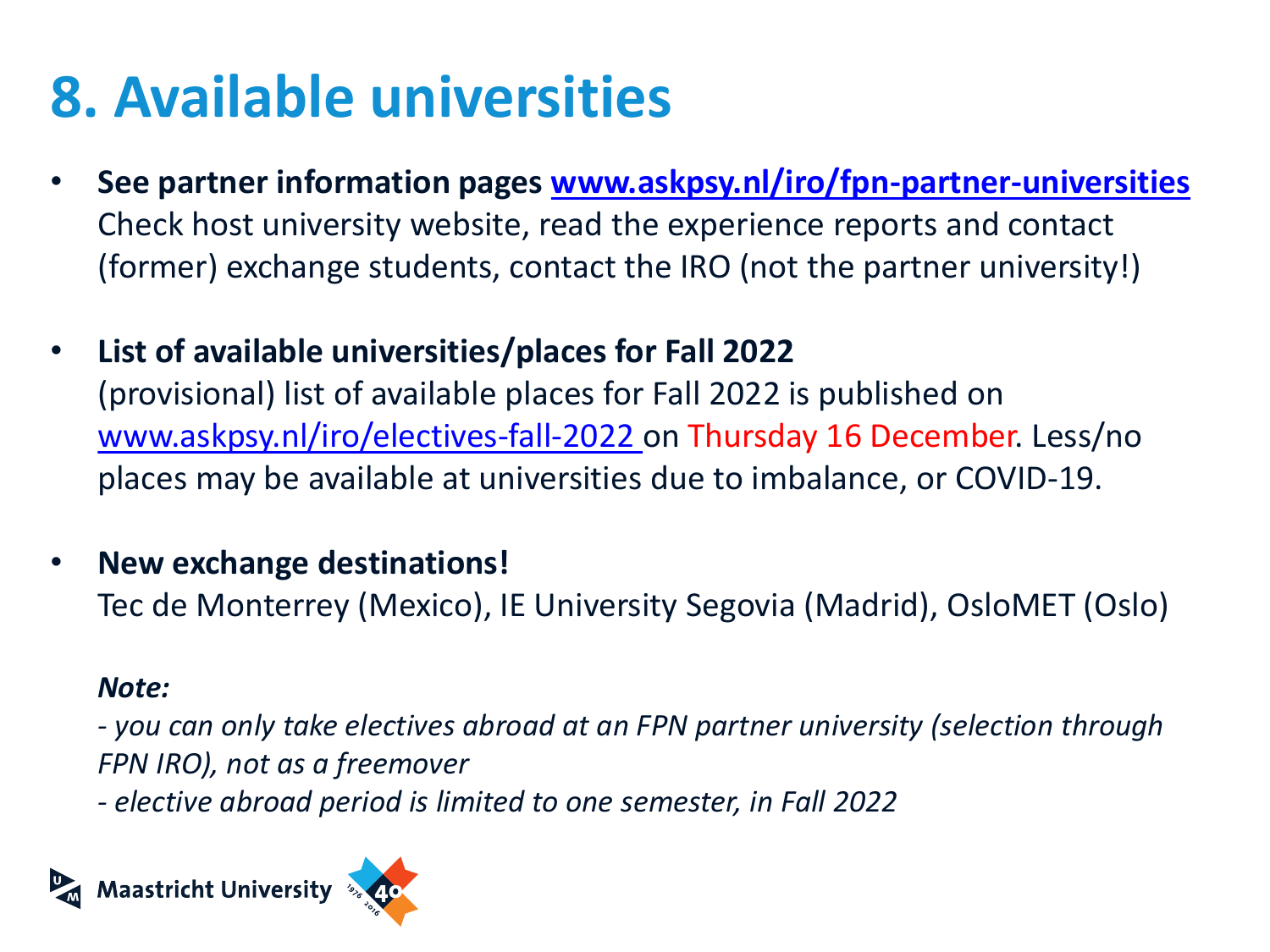# 8. Available universities

- **See partner information pages [www.askpsy.nl/iro/fpn-partner-universities](www.askpsy.nl/iro/fpn-partner-universities)**
  Check host university website, read the experience reports and contact (former) exchange students, contact the IRO (not the partner university!)

- **List of available universities/places for Fall 2022**
  (provisional) list of available places for Fall 2022 is published on [www.askpsy.nl/iro/electives-fall-2022](www.askpsy.nl/iro/electives-fall-2022) on Thursday 16 December. Less/no places may be available at universities due to imbalance, or COVID-19.

- **New exchange destinations!**
  Tec de Monterrey (Mexico), IE University Segovia (Madrid), OsloMET (Oslo)

  ***Note:***

  *- you can only take electives abroad at an FPN partner university (selection through FPN IRO), not as a freemover*

  *- elective abroad period is limited to one semester, in Fall 2022*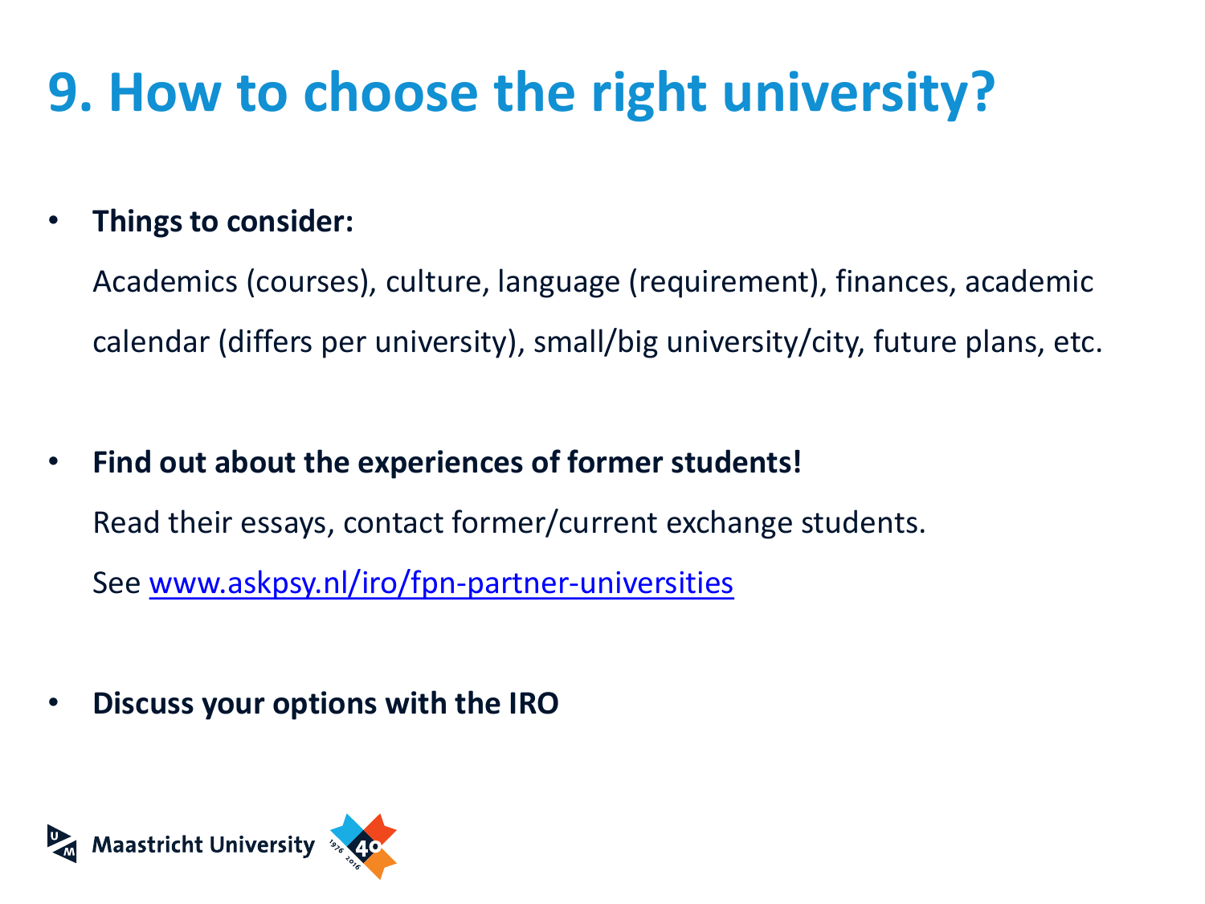# 9. How to choose the right university?

- **Things to consider:**

  Academics (courses), culture, language (requirement), finances, academic calendar (differs per university), small/big university/city, future plans, etc.

- **Find out about the experiences of former students!**

  Read their essays, contact former/current exchange students.

  See www.askpsy.nl/iro/fpn-partner-universities

- **Discuss your options with the IRO**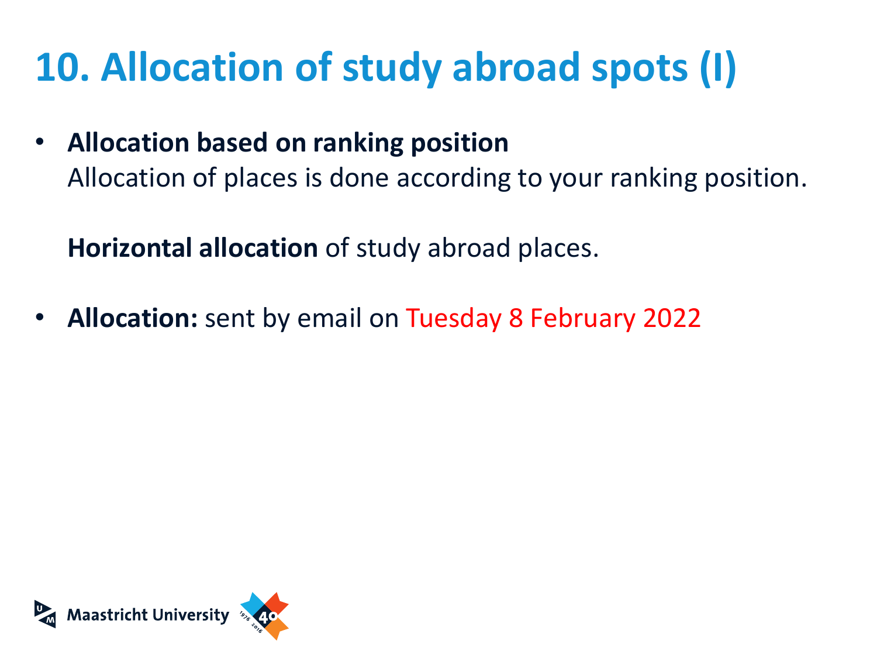# 10. Allocation of study abroad spots (I)

- **Allocation based on ranking position**
  Allocation of places is done according to your ranking position.

  **Horizontal allocation** of study abroad places.

- **Allocation:** sent by email on Tuesday 8 February 2022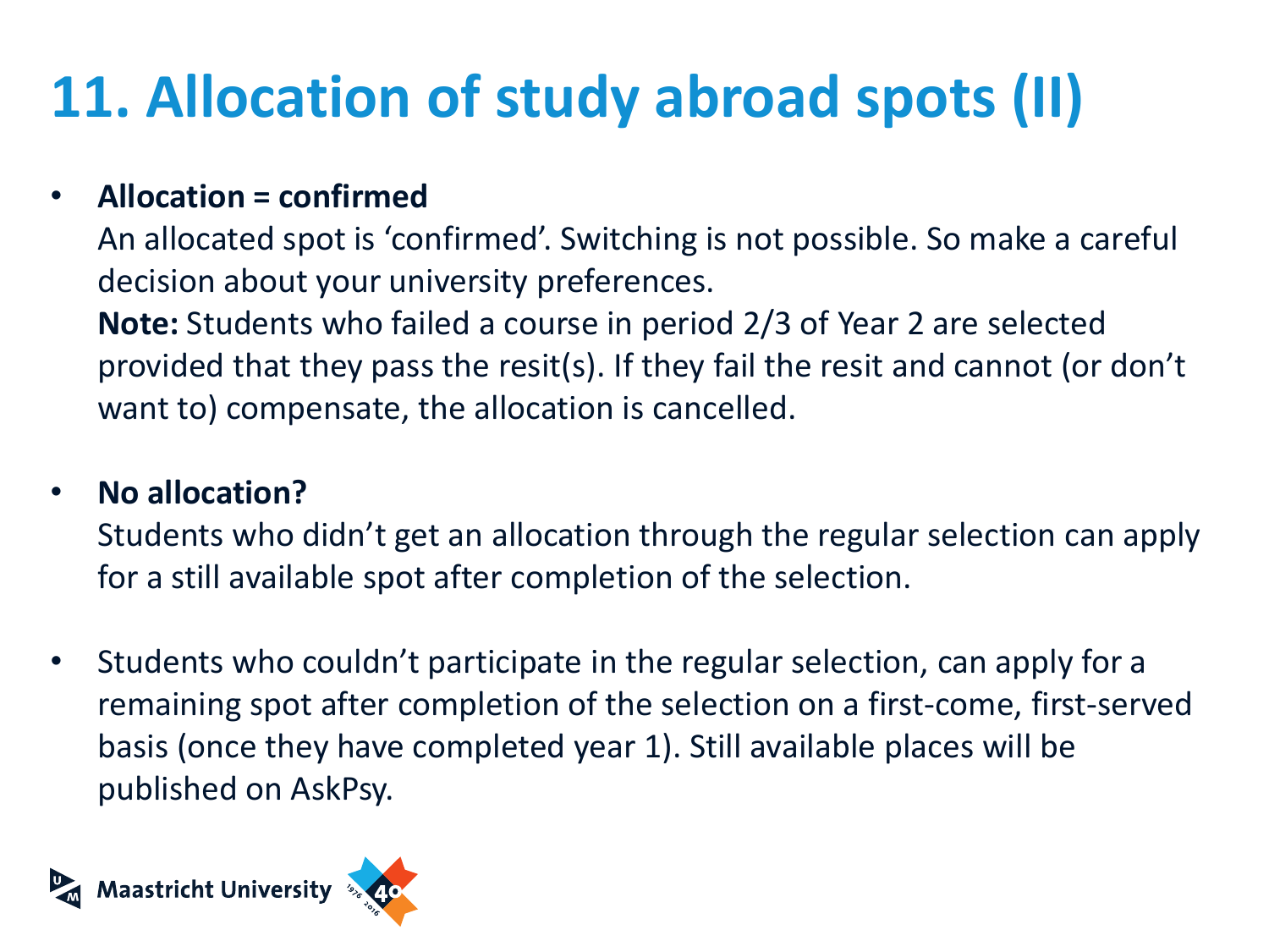# 11. Allocation of study abroad spots (II)

- **Allocation = confirmed**
  An allocated spot is 'confirmed'. Switching is not possible. So make a careful decision about your university preferences.
  **Note:** Students who failed a course in period 2/3 of Year 2 are selected provided that they pass the resit(s). If they fail the resit and cannot (or don't want to) compensate, the allocation is cancelled.

- **No allocation?**
  Students who didn't get an allocation through the regular selection can apply for a still available spot after completion of the selection.

- Students who couldn't participate in the regular selection, can apply for a remaining spot after completion of the selection on a first-come, first-served basis (once they have completed year 1). Still available places will be published on AskPsy.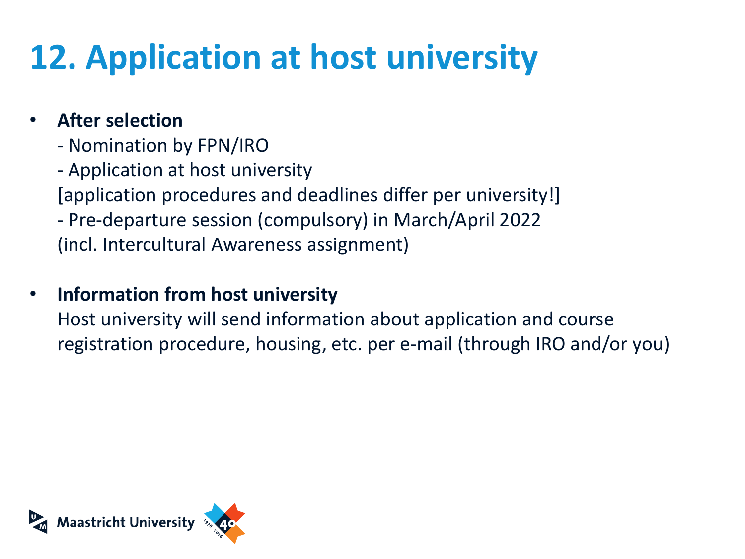# 12. Application at host university

- **After selection**
  - Nomination by FPN/IRO
  - Application at host university
  
  [application procedures and deadlines differ per university!]
  - Pre-departure session (compulsory) in March/April 2022
  
  (incl. Intercultural Awareness assignment)

- **Information from host university**
  
  Host university will send information about application and course registration procedure, housing, etc. per e-mail (through IRO and/or you)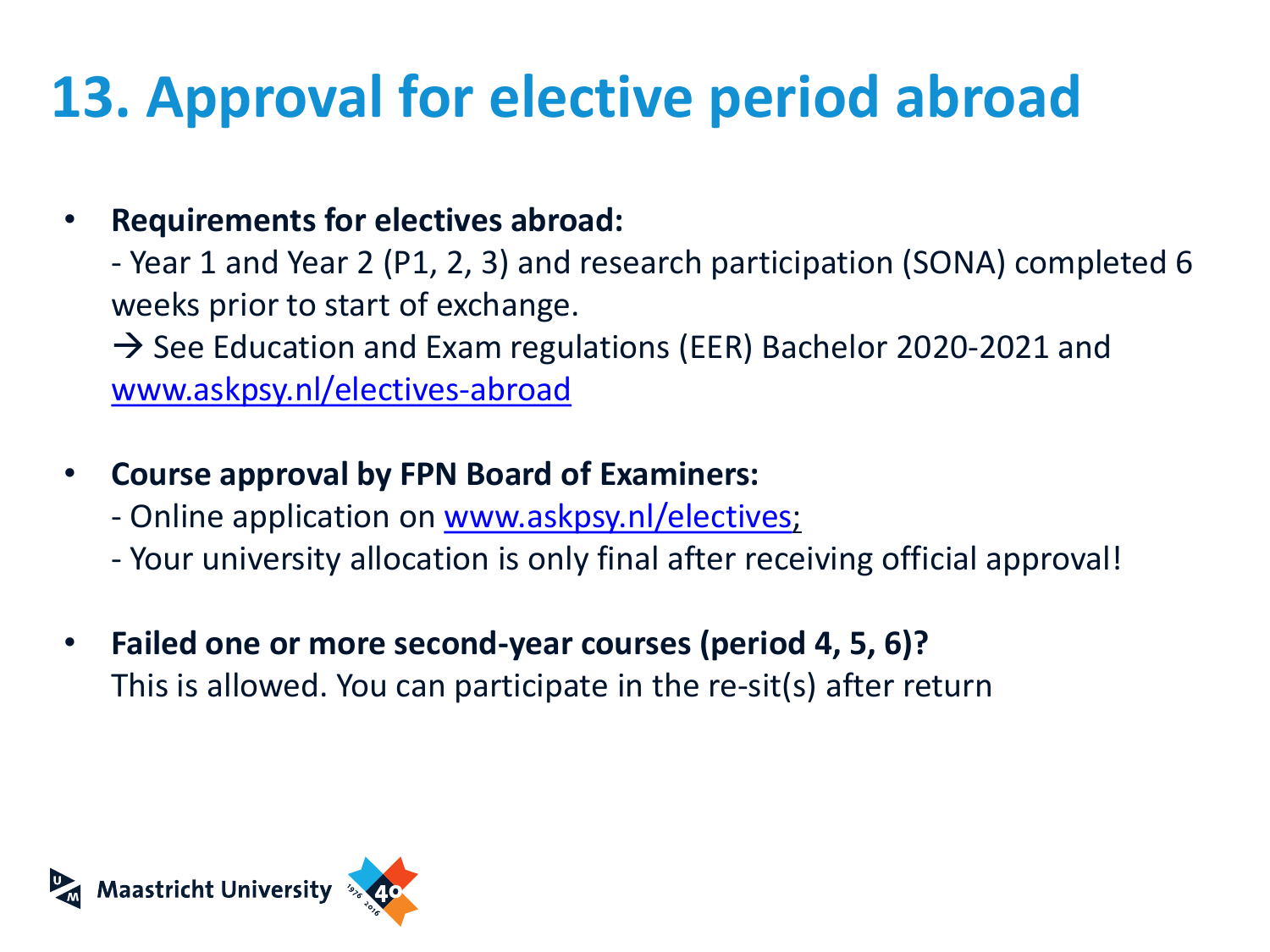# 13. Approval for elective period abroad

- **Requirements for electives abroad:**
  - Year 1 and Year 2 (P1, 2, 3) and research participation (SONA) completed 6 weeks prior to start of exchange.
  → See Education and Exam regulations (EER) Bachelor 2020-2021 and www.askpsy.nl/electives-abroad

- **Course approval by FPN Board of Examiners:**
  - Online application on www.askpsy.nl/electives;
  - Your university allocation is only final after receiving official approval!

- **Failed one or more second-year courses (period 4, 5, 6)?**
  This is allowed. You can participate in the re-sit(s) after return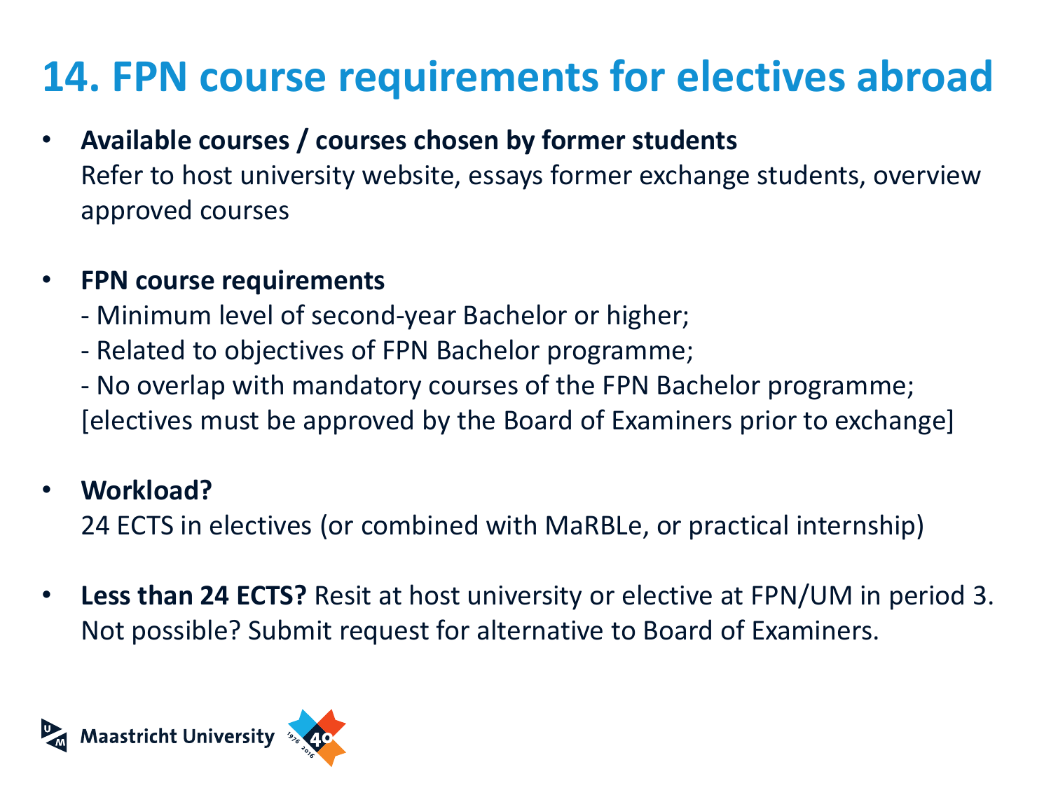# 14. FPN course requirements for electives abroad

- **Available courses / courses chosen by former students**
  Refer to host university website, essays former exchange students, overview approved courses

- **FPN course requirements**
  - Minimum level of second-year Bachelor or higher;
  - Related to objectives of FPN Bachelor programme;
  - No overlap with mandatory courses of the FPN Bachelor programme;
  [electives must be approved by the Board of Examiners prior to exchange]

- **Workload?**
  24 ECTS in electives (or combined with MaRBLe, or practical internship)

- **Less than 24 ECTS?** Resit at host university or elective at FPN/UM in period 3. Not possible? Submit request for alternative to Board of Examiners.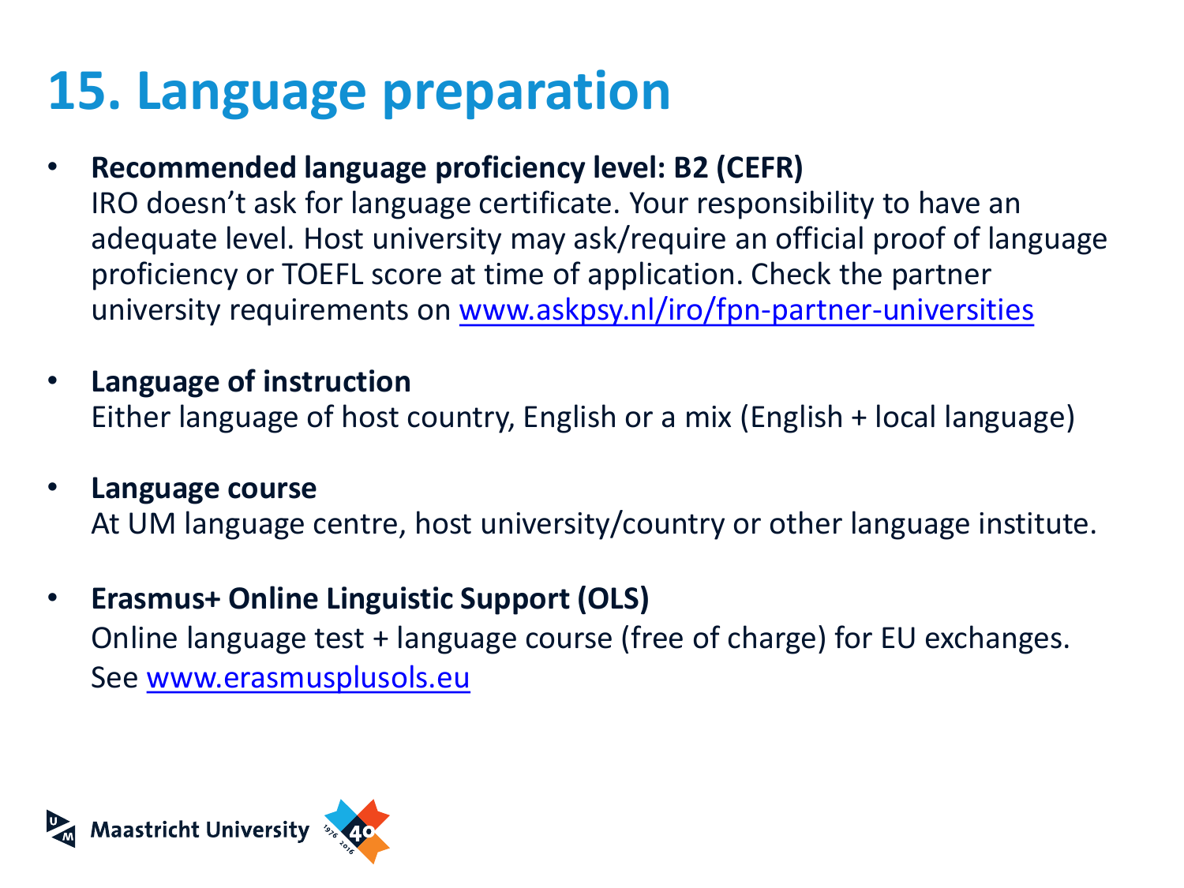# 15. Language preparation

- **Recommended language proficiency level: B2 (CEFR)**
  IRO doesn't ask for language certificate. Your responsibility to have an adequate level. Host university may ask/require an official proof of language proficiency or TOEFL score at time of application. Check the partner university requirements on www.askpsy.nl/iro/fpn-partner-universities

- **Language of instruction**
  Either language of host country, English or a mix (English + local language)

- **Language course**
  At UM language centre, host university/country or other language institute.

- **Erasmus+ Online Linguistic Support (OLS)**
  Online language test + language course (free of charge) for EU exchanges.
  See www.erasmusplusols.eu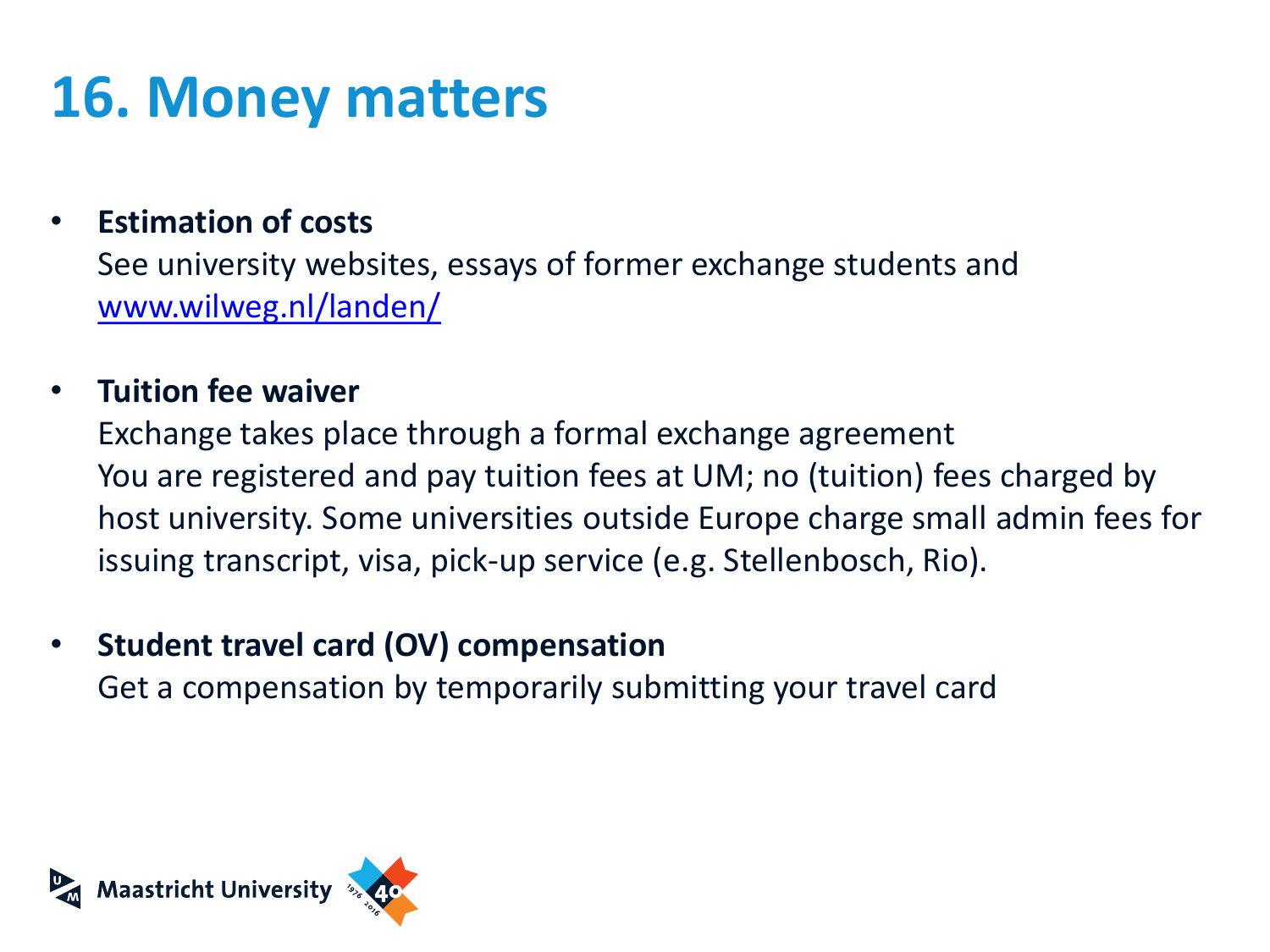# 16. Money matters

- **Estimation of costs**
  See university websites, essays of former exchange students and [www.wilweg.nl/landen/](http://www.wilweg.nl/landen/)

- **Tuition fee waiver**
  Exchange takes place through a formal exchange agreement
  You are registered and pay tuition fees at UM; no (tuition) fees charged by host university. Some universities outside Europe charge small admin fees for issuing transcript, visa, pick-up service (e.g. Stellenbosch, Rio).

- **Student travel card (OV) compensation**
  Get a compensation by temporarily submitting your travel card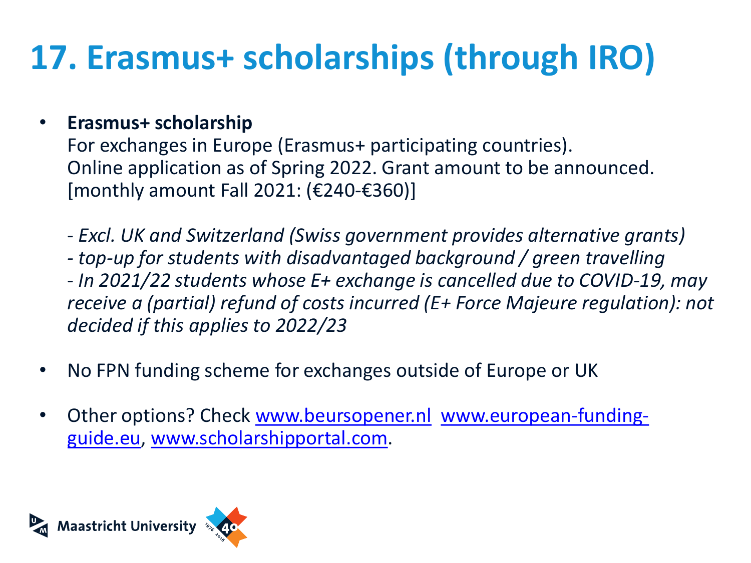# 17. Erasmus+ scholarships (through IRO)

- **Erasmus+ scholarship**
  For exchanges in Europe (Erasmus+ participating countries).
  Online application as of Spring 2022. Grant amount to be announced.
  [monthly amount Fall 2021: (€240-€360)]

  *- Excl. UK and Switzerland (Swiss government provides alternative grants)*
  *- top-up for students with disadvantaged background / green travelling*
  *- In 2021/22 students whose E+ exchange is cancelled due to COVID-19, may receive a (partial) refund of costs incurred (E+ Force Majeure regulation): not decided if this applies to 2022/23*

- No FPN funding scheme for exchanges outside of Europe or UK

- Other options? Check www.beursopener.nl www.european-funding-guide.eu, www.scholarshipportal.com.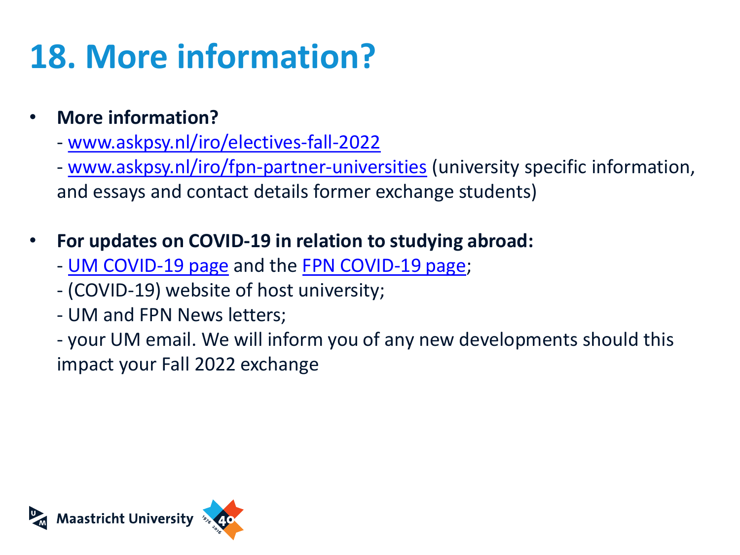# 18. More information?

- **More information?**
  - www.askpsy.nl/iro/electives-fall-2022
  - www.askpsy.nl/iro/fpn-partner-universities (university specific information, and essays and contact details former exchange students)

- **For updates on COVID-19 in relation to studying abroad:**
  - UM COVID-19 page and the FPN COVID-19 page;
  - (COVID-19) website of host university;
  - UM and FPN News letters;
  - your UM email. We will inform you of any new developments should this impact your Fall 2022 exchange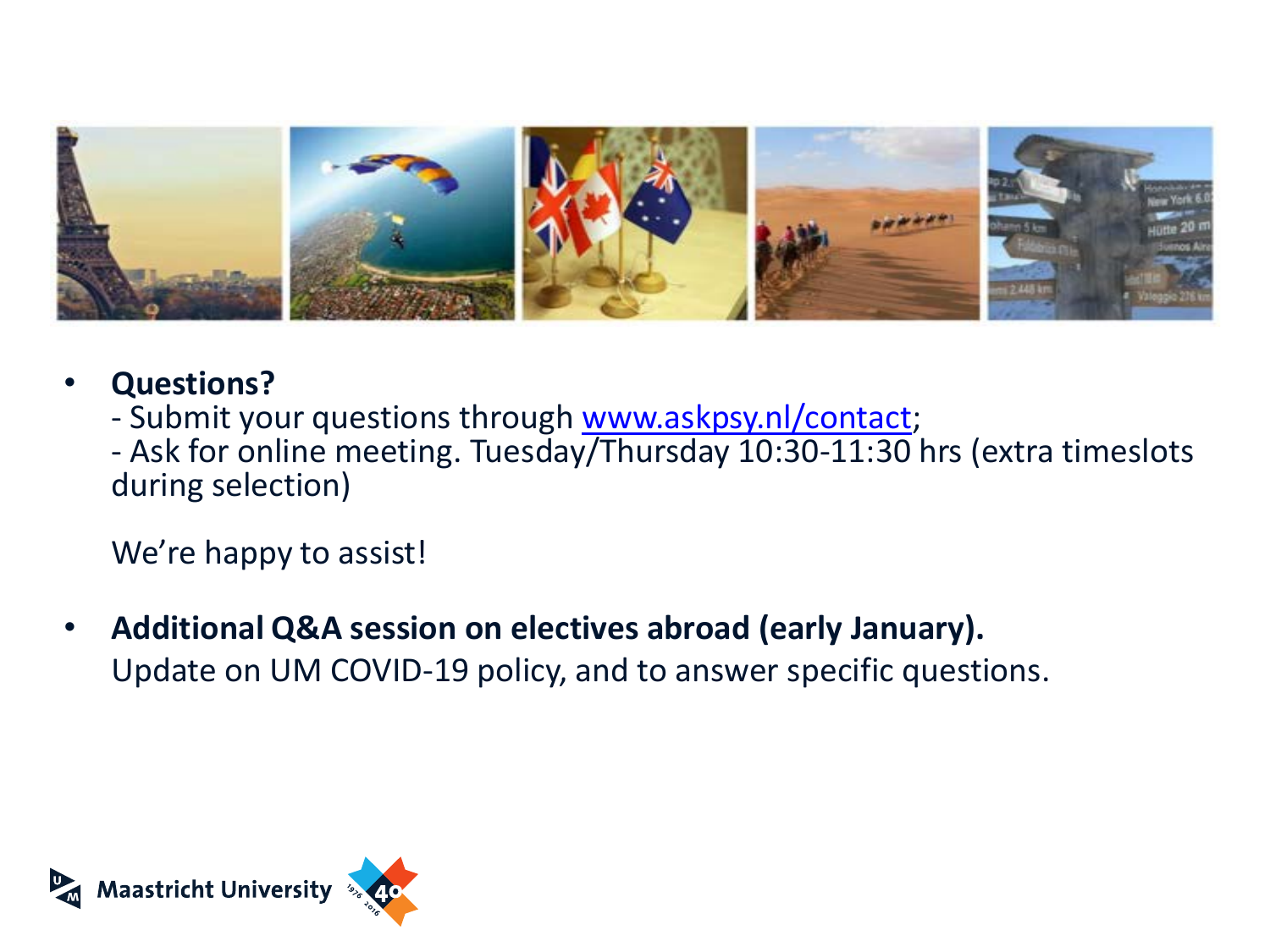- **Questions?**
  - Submit your questions through [www.askpsy.nl/contact](http://www.askpsy.nl/contact);
  - Ask for online meeting. Tuesday/Thursday 10:30-11:30 hrs (extra timeslots during selection)

  We're happy to assist!

- **Additional Q&A session on electives abroad (early January).**
  Update on UM COVID-19 policy, and to answer specific questions.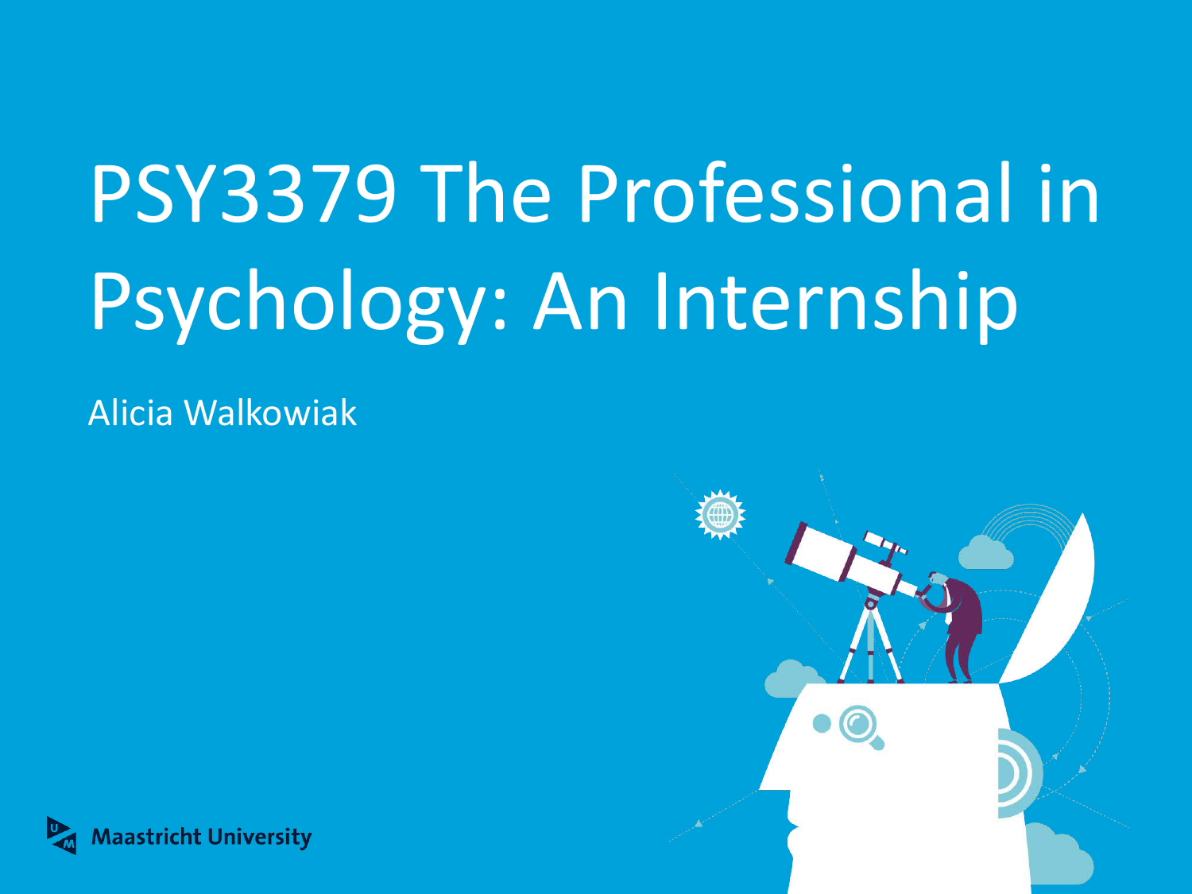# PSY3379 The Professional in Psychology: An Internship

Alicia Walkowiak

Maastricht University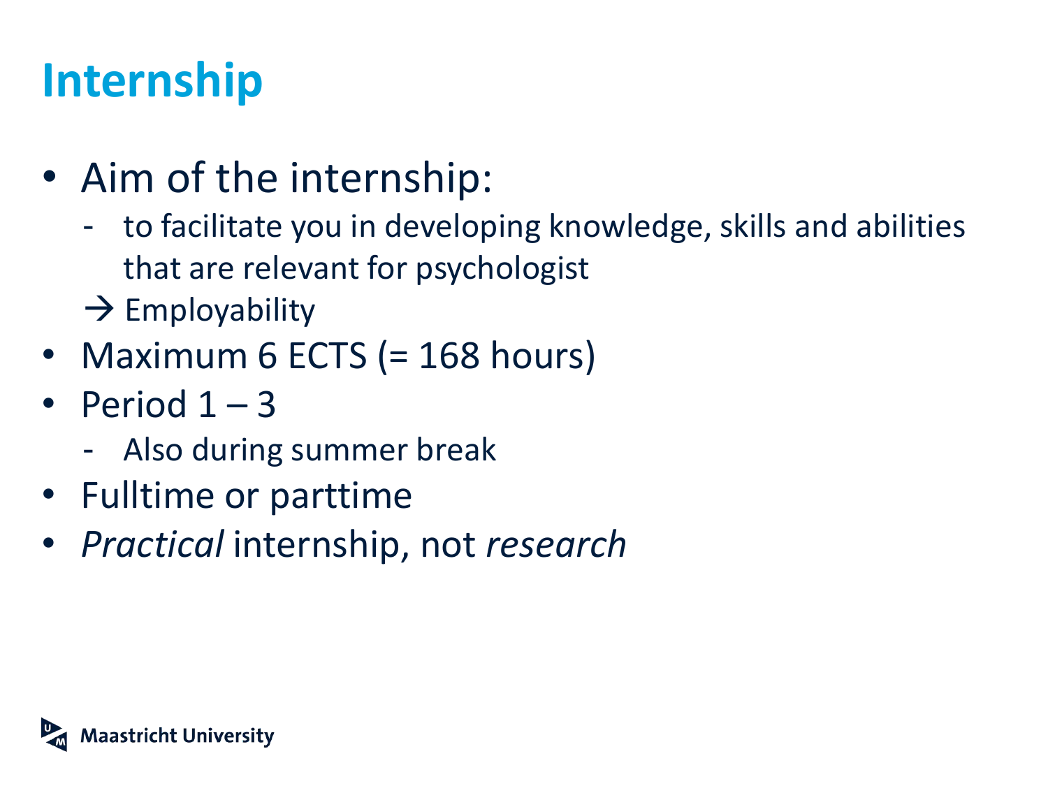# Internship

- Aim of the internship:
  - to facilitate you in developing knowledge, skills and abilities that are relevant for psychologist

  → Employability
- Maximum 6 ECTS (= 168 hours)
- Period 1 – 3
  - Also during summer break
- Fulltime or parttime
- *Practical* internship, not *research*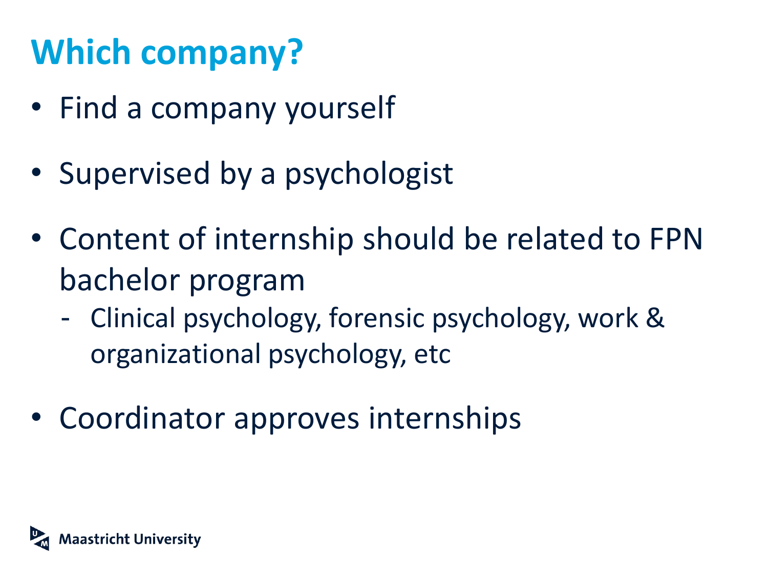# Which company?

- Find a company yourself
- Supervised by a psychologist
- Content of internship should be related to FPN bachelor program
  - Clinical psychology, forensic psychology, work & organizational psychology, etc
- Coordinator approves internships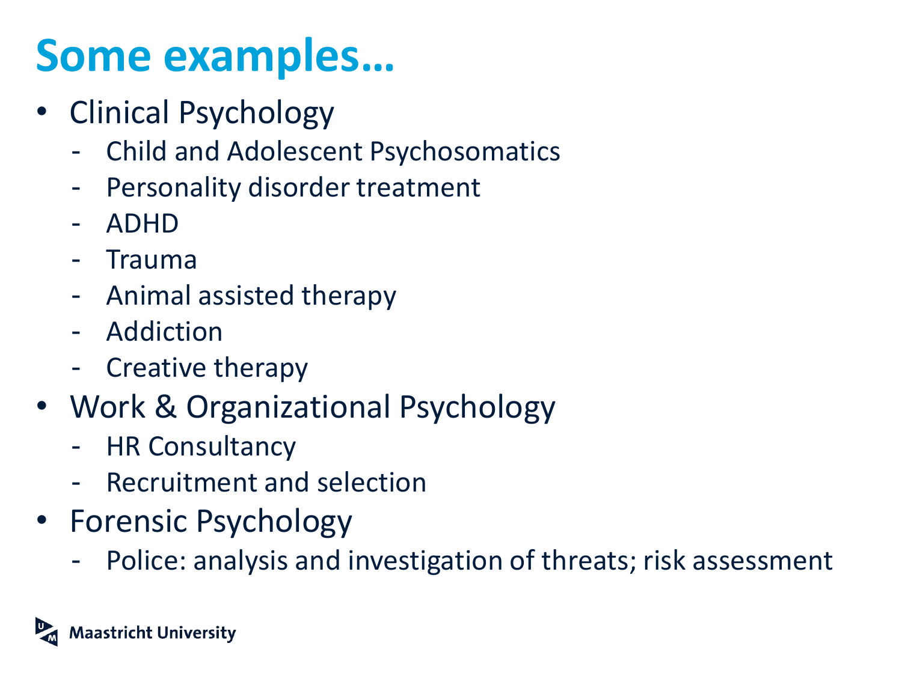# Some examples…

- Clinical Psychology
  - Child and Adolescent Psychosomatics
  - Personality disorder treatment
  - ADHD
  - Trauma
  - Animal assisted therapy
  - Addiction
  - Creative therapy
- Work & Organizational Psychology
  - HR Consultancy
  - Recruitment and selection
- Forensic Psychology
  - Police: analysis and investigation of threats; risk assessment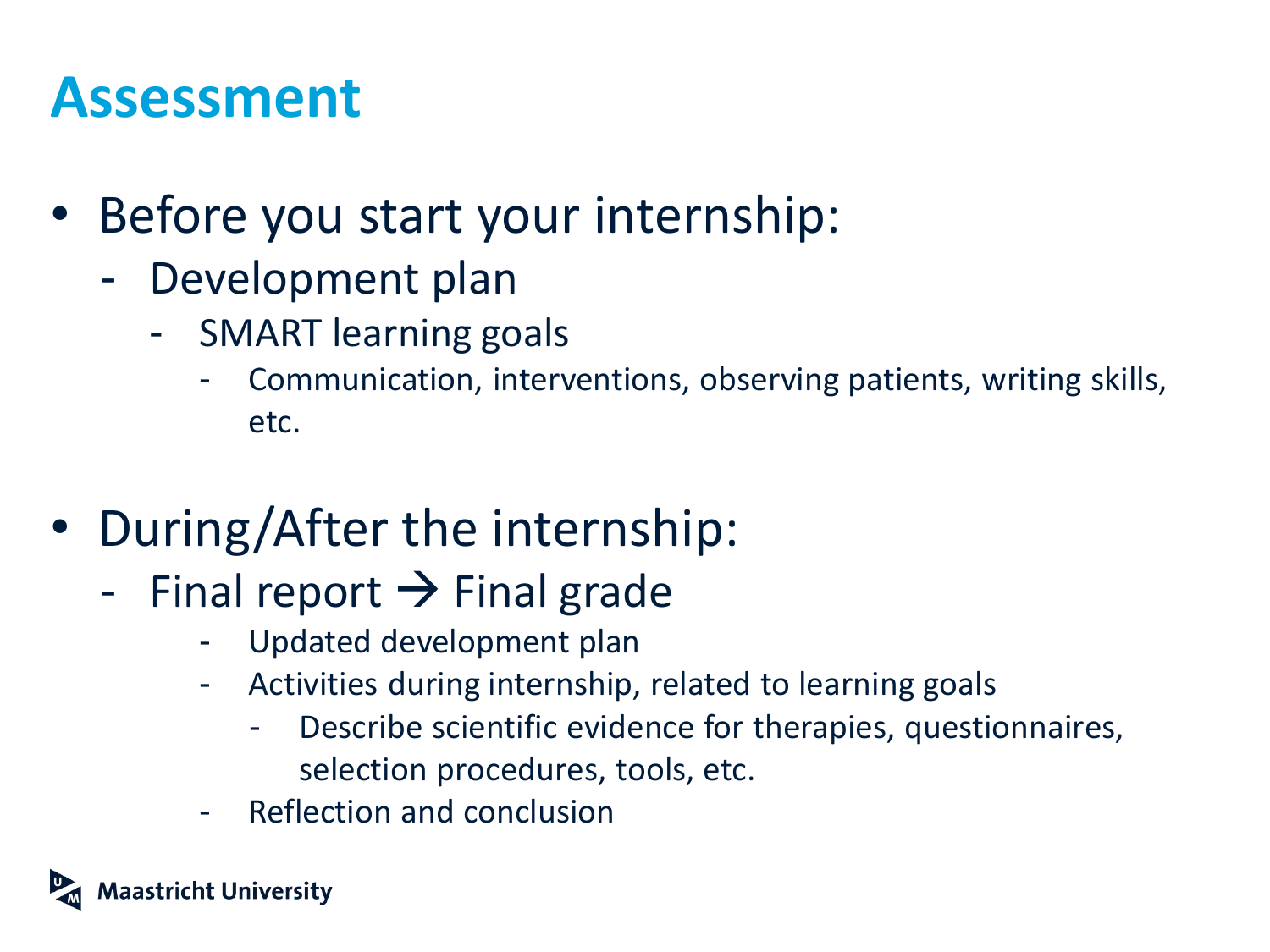# Assessment

- Before you start your internship:
  - Development plan
    - SMART learning goals
      - Communication, interventions, observing patients, writing skills, etc.

- During/After the internship:
  - Final report → Final grade
    - Updated development plan
    - Activities during internship, related to learning goals
      - Describe scientific evidence for therapies, questionnaires, selection procedures, tools, etc.
    - Reflection and conclusion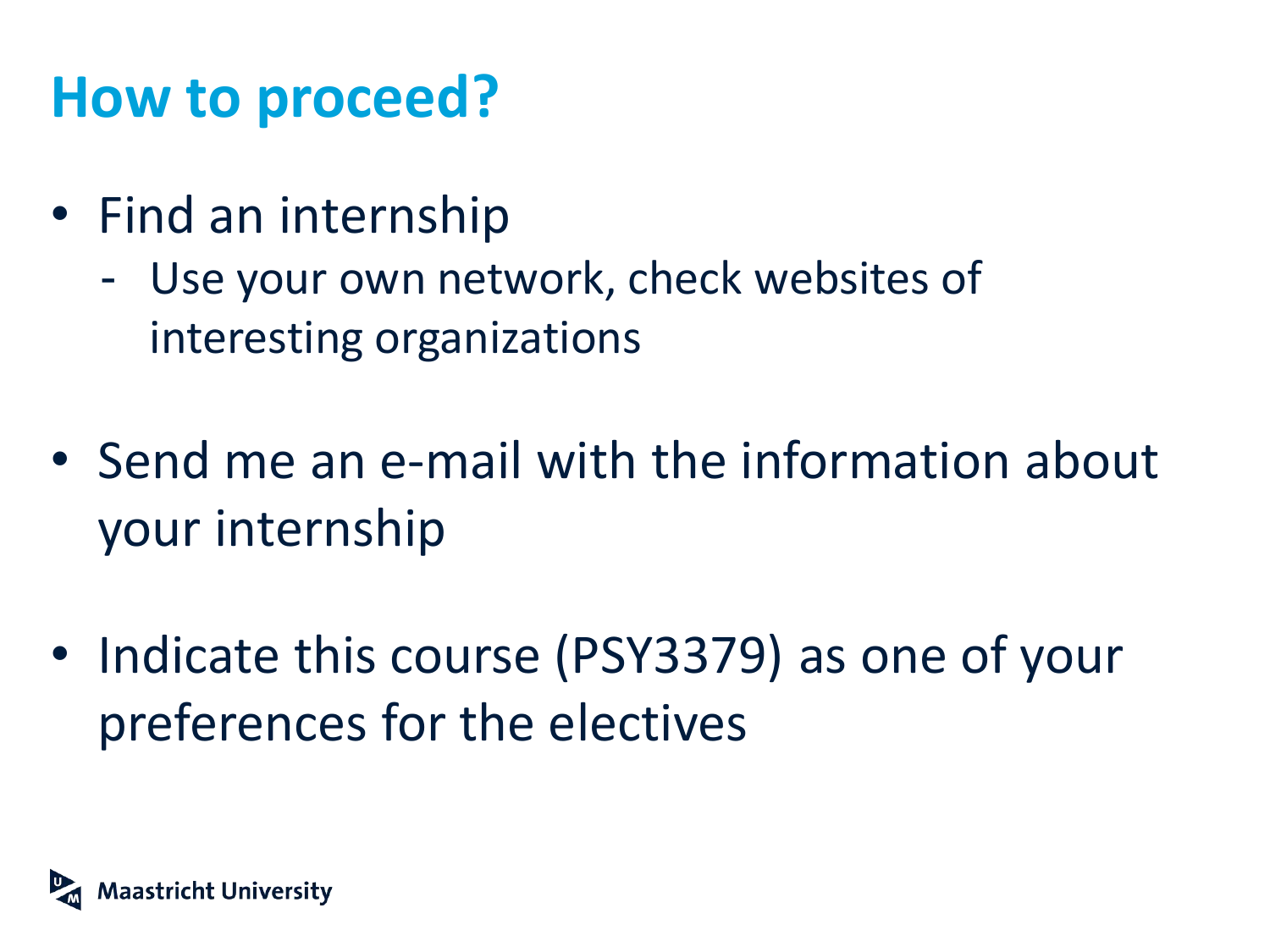# How to proceed?

- Find an internship
  - Use your own network, check websites of interesting organizations
- Send me an e-mail with the information about your internship
- Indicate this course (PSY3379) as one of your preferences for the electives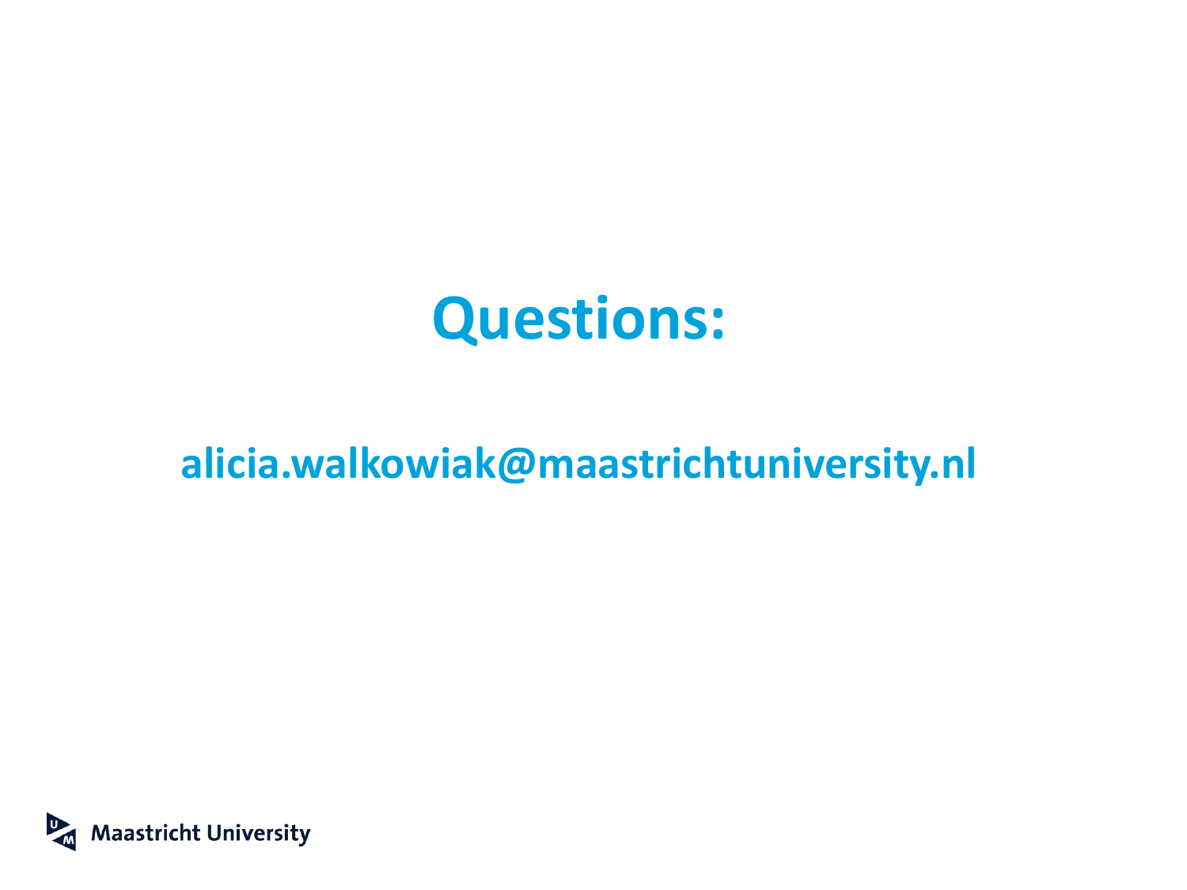# Questions:

**alicia.walkowiak@maastrichtuniversity.nl**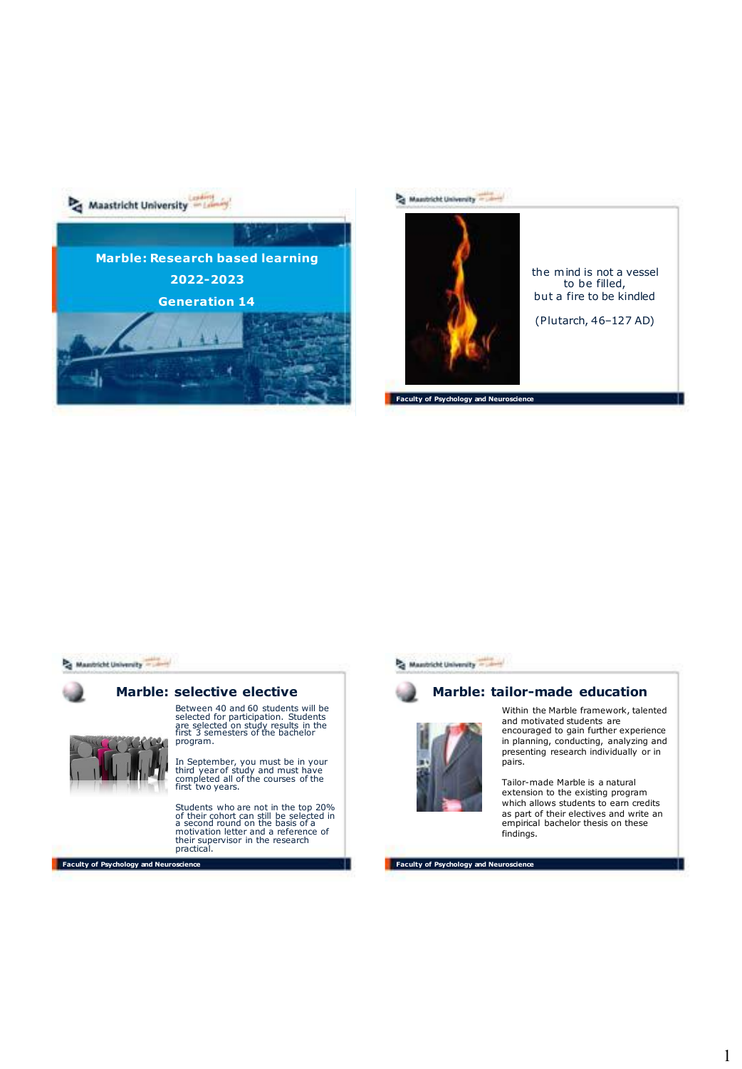# Marble: Research based learning

2022-2023

Generation 14

the mind is not a vessel
to be filled,
but a fire to be kindled

(Plutarch, 46–127 AD)

## Marble: selective elective

Between 40 and 60 students will be selected for participation. Students are selected on study results in the first 3 semesters of the bachelor program.

In September, you must be in your third year of study and must have completed all of the courses of the first two years.

Students who are not in the top 20% of their cohort can still be selected in a second round on the basis of a motivation letter and a reference of their supervisor in the research practical.

## Marble: tailor-made education

Within the Marble framework, talented and motivated students are encouraged to gain further experience in planning, conducting, analyzing and presenting research individually or in pairs.

Tailor-made Marble is a natural extension to the existing program which allows students to earn credits as part of their electives and write an empirical bachelor thesis on these findings.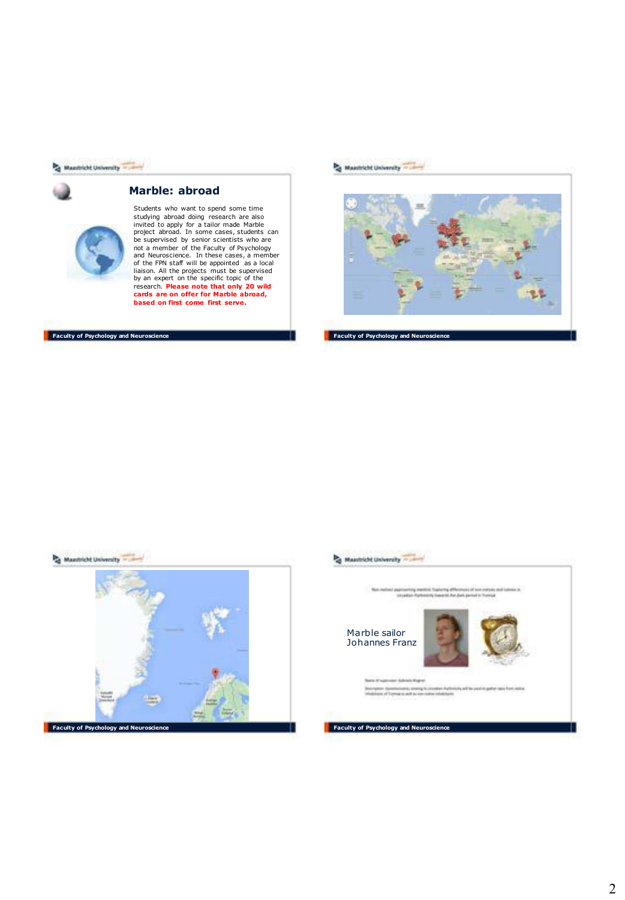## Marble: abroad

Students who want to spend some time studying abroad doing research are also invited to apply for a tailor made Marble project abroad. In some cases, students can be supervised by senior scientists who are not a member of the Faculty of Psychology and Neuroscience. In these cases, a member of the FPN staff will be appointed as a local liaison. All the projects must be supervised by an expert on the specific topic of the research. **Please note that only 20 wild cards are on offer for Marble abroad, based on first come first serve.**

Marble sailor
Johannes Franz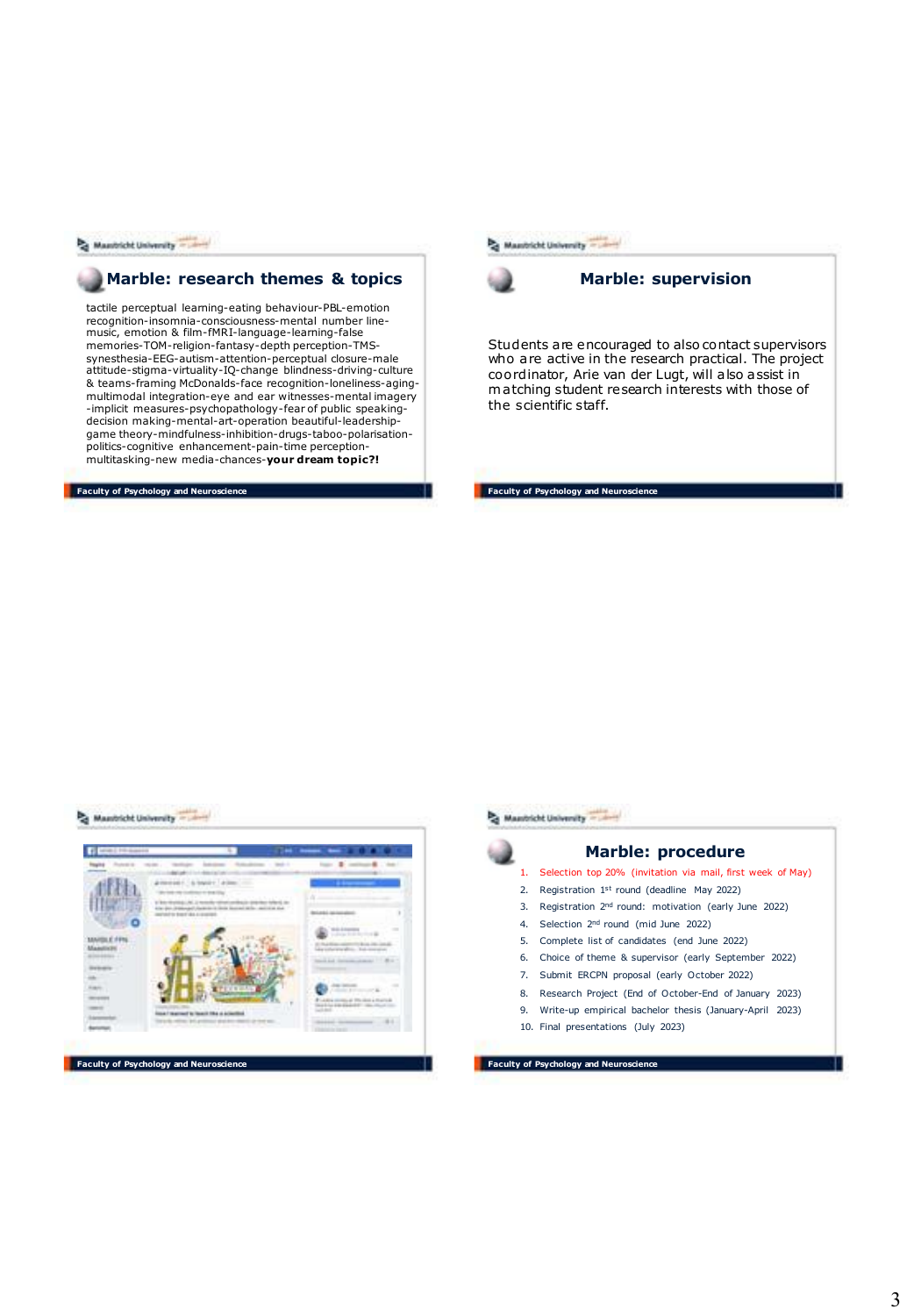## Marble: research themes & topics

tactile perceptual learning-eating behaviour-PBL-emotion recognition-insomnia-consciousness-mental number line-music, emotion & film-fMRI-language-learning-false memories-TOM-religion-fantasy-depth perception-TMS-synesthesia-EEG-autism-attention-perceptual closure-male attitude-stigma-virtuality-IQ-change blindness-driving-culture & teams-framing McDonalds-face recognition-loneliness-aging-multimodal integration-eye and ear witnesses-mental imagery -implicit measures-psychopathology-fear of public speaking-decision making-mental-art-operation beautiful-leadership-game theory-mindfulness-inhibition-drugs-taboo-polarisation-politics-cognitive enhancement-pain-time perception-multitasking-new media-chances-**your dream topic?!**

## Marble: supervision

Students are encouraged to also contact supervisors who are active in the research practical. The project coordinator, Arie van der Lugt, will also assist in matching student research interests with those of the scientific staff.

## Marble: procedure

1. Selection top 20% (invitation via mail, first week of May)
2. Registration 1st round (deadline May 2022)
3. Registration 2nd round: motivation (early June 2022)
4. Selection 2nd round (mid June 2022)
5. Complete list of candidates (end June 2022)
6. Choice of theme & supervisor (early September 2022)
7. Submit ERCPN proposal (early October 2022)
8. Research Project (End of October-End of January 2023)
9. Write-up empirical bachelor thesis (January-April 2023)
10. Final presentations (July 2023)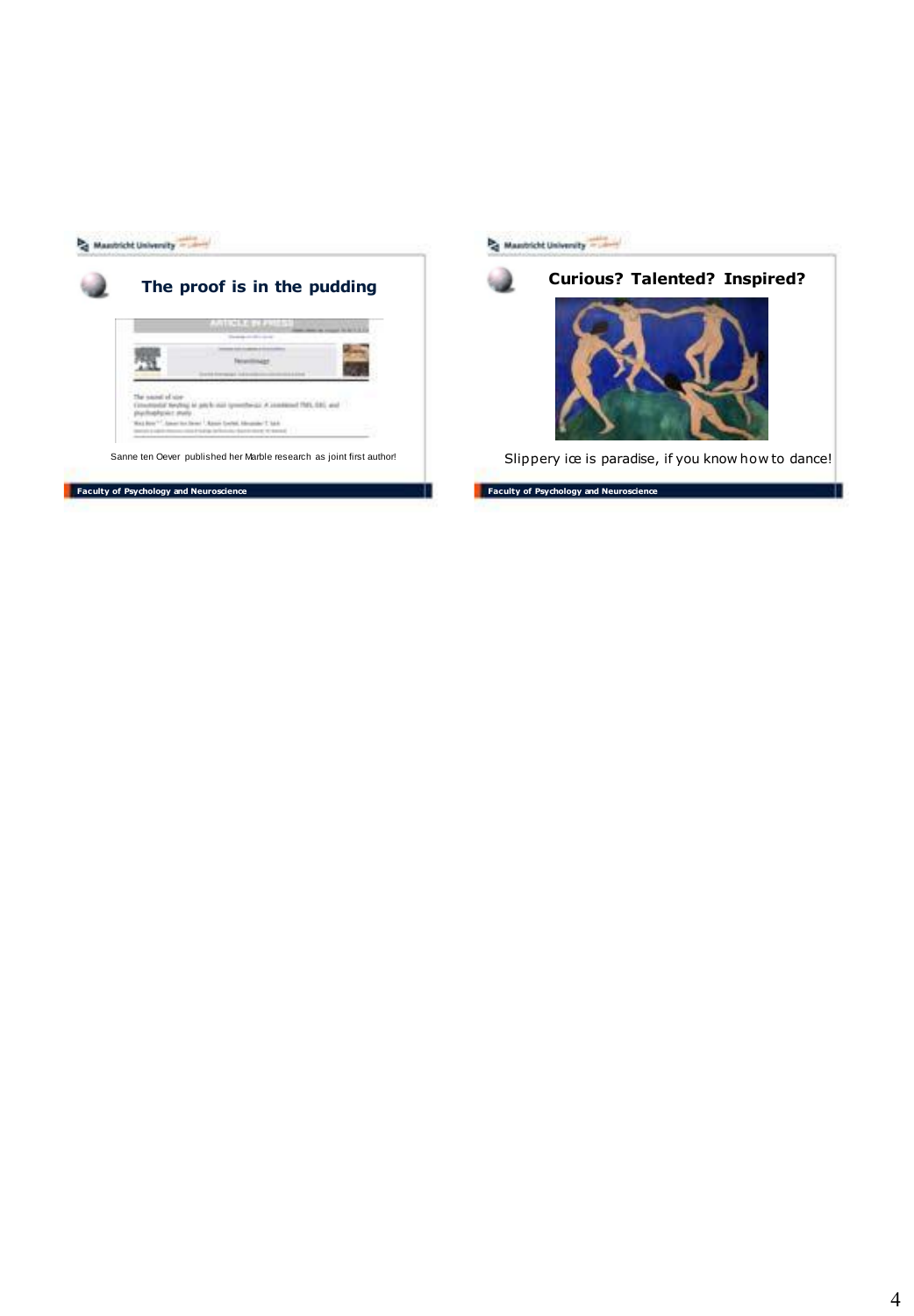## The proof is in the pudding

Sanne ten Oever published her Marble research as joint first author!

## Curious? Talented? Inspired?

Slippery ice is paradise, if you know how to dance!